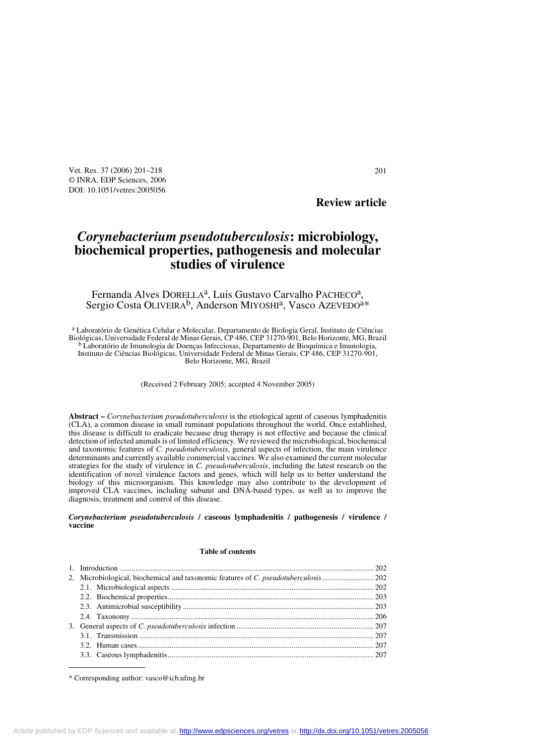Review article

# *Corynebacterium pseudotuberculosis*: microbiology, biochemical properties, pathogenesis and molecular studies of virulence

Fernanda Alves DORELLA[a], Luis Gustavo Carvalho PACHECO[a], Sergio Costa OLIVEIRA[b], Anderson MIYOSHI[a], Vasco AZEVEDO[a]*

[a] Laboratório de Genética Celular e Molecular, Departamento de Biologia Geral, Instituto de Ciências Biológicas, Universidade Federal de Minas Gerais, CP 486, CEP 31270-901, Belo Horizonte, MG, Brazil
[b] Laboratório de Imunologia de Doenças Infecciosas, Departamento de Bioquímica e Imunologia, Instituto de Ciências Biológicas, Universidade Federal de Minas Gerais, CP 486, CEP 31270-901, Belo Horizonte, MG, Brazil

(Received 2 February 2005; accepted 4 November 2005)

**Abstract –** *Corynebacterium pseudotuberculosis* is the etiological agent of caseous lymphadenitis (CLA), a common disease in small ruminant populations throughout the world. Once established, this disease is difficult to eradicate because drug therapy is not effective and because the clinical detection of infected animals is of limited efficiency. We reviewed the microbiological, biochemical and taxonomic features of *C. pseudotuberculosis*, general aspects of infection, the main virulence determinants and currently available commercial vaccines. We also examined the current molecular strategies for the study of virulence in *C. pseudotuberculosis*, including the latest research on the identification of novel virulence factors and genes, which will help us to better understand the biology of this microorganism. This knowledge may also contribute to the development of improved CLA vaccines, including subunit and DNA-based types, as well as to improve the diagnosis, treatment and control of this disease.

***Corynebacterium pseudotuberculosis* / caseous lymphadenitis / pathogenesis / virulence / vaccine**

**Table of contents**

1. Introduction .......... 202
2. Microbiological, biochemical and taxonomic features of *C. pseudotuberculosis* .......... 202
    - 2.1. Microbiological aspects .......... 202
    - 2.2. Biochemical properties .......... 203
    - 2.3. Antimicrobial susceptibility .......... 203
    - 2.4. Taxonomy .......... 206
3. General aspects of *C. pseudotuberculosis* infection .......... 207
    - 3.1. Transmission .......... 207
    - 3.2. Human cases .......... 207
    - 3.3. Caseous lymphadenitis .......... 207

\* Corresponding author: vasco@icb.ufmg.br

Article published by EDP Sciences and available at http://www.edpsciences.org/vetres or http://dx.doi.org/10.1051/vetres:2005056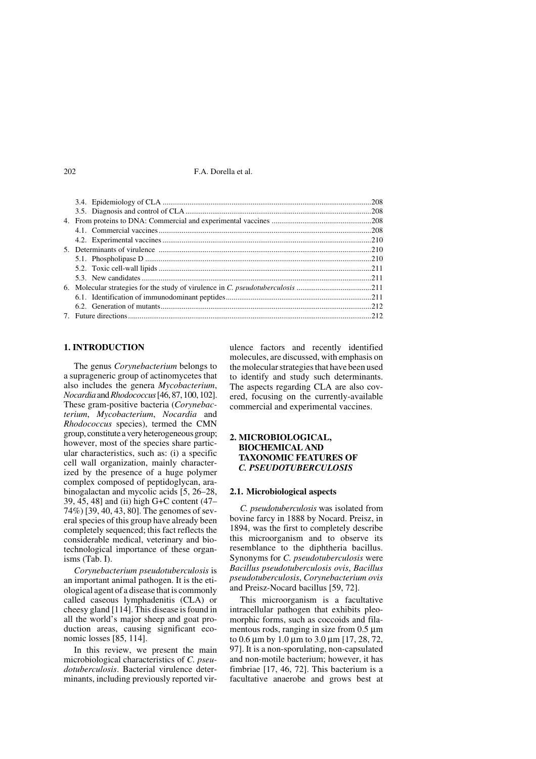3.4. Epidemiology of CLA ............................................................................................................208
3.5. Diagnosis and control of CLA ................................................................................................208
4. From proteins to DNA: Commercial and experimental vaccines ...................................................208
4.1. Commercial vaccines ..............................................................................................................208
4.2. Experimental vaccines ............................................................................................................210
5. Determinants of virulence ..............................................................................................................210
5.1. Phospholipase D .....................................................................................................................210
5.2. Toxic cell-wall lipids ...............................................................................................................211
5.3. New candidates .......................................................................................................................211
6. Molecular strategies for the study of virulence in *C. pseudotuberculosis* .......................................211
6.1. Identification of immunodominant peptides ...........................................................................211
6.2. Generation of mutants .............................................................................................................212
7. Future directions ..............................................................................................................................212

## 1. INTRODUCTION

The genus *Corynebacterium* belongs to a suprageneric group of actinomycetes that also includes the genera *Mycobacterium*, *Nocardia* and *Rhodococcus* [46, 87, 100, 102]. These gram-positive bacteria (*Corynebacterium*, *Mycobacterium*, *Nocardia* and *Rhodococcus* species), termed the CMN group, constitute a very heterogeneous group; however, most of the species share particular characteristics, such as: (i) a specific cell wall organization, mainly characterized by the presence of a huge polymer complex composed of peptidoglycan, arabinogalactan and mycolic acids [5, 26–28, 39, 45, 48] and (ii) high G+C content (47–74%) [39, 40, 43, 80]. The genomes of several species of this group have already been completely sequenced; this fact reflects the considerable medical, veterinary and biotechnological importance of these organisms (Tab. I).

*Corynebacterium pseudotuberculosis* is an important animal pathogen. It is the etiological agent of a disease that is commonly called caseous lymphadenitis (CLA) or cheesy gland [114]. This disease is found in all the world's major sheep and goat production areas, causing significant economic losses [85, 114].

In this review, we present the main microbiological characteristics of *C. pseudotuberculosis*. Bacterial virulence determinants, including previously reported virulence factors and recently identified molecules, are discussed, with emphasis on the molecular strategies that have been used to identify and study such determinants. The aspects regarding CLA are also covered, focusing on the currently-available commercial and experimental vaccines.

## 2. MICROBIOLOGICAL, BIOCHEMICAL AND TAXONOMIC FEATURES OF *C. PSEUDOTUBERCULOSIS*

### 2.1. Microbiological aspects

*C. pseudotuberculosis* was isolated from bovine farcy in 1888 by Nocard. Preisz, in 1894, was the first to completely describe this microorganism and to observe its resemblance to the diphtheria bacillus. Synonyms for *C. pseudotuberculosis* were *Bacillus pseudotuberculosis ovis*, *Bacillus pseudotuberculosis*, *Corynebacterium ovis* and Preisz-Nocard bacillus [59, 72].

This microorganism is a facultative intracellular pathogen that exhibits pleomorphic forms, such as coccoids and filamentous rods, ranging in size from 0.5 µm to 0.6 µm by 1.0 µm to 3.0 µm [17, 28, 72, 97]. It is a non-sporulating, non-capsulated and non-motile bacterium; however, it has fimbriae [17, 46, 72]. This bacterium is a facultative anaerobe and grows best at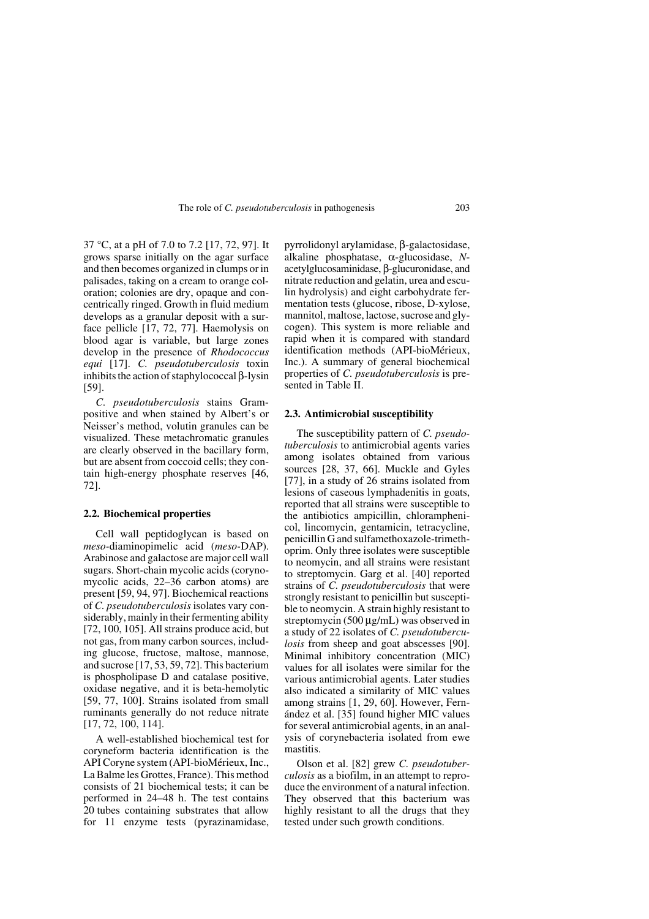37 °C, at a pH of 7.0 to 7.2 [17, 72, 97]. It grows sparse initially on the agar surface and then becomes organized in clumps or in palisades, taking on a cream to orange coloration; colonies are dry, opaque and concentrically ringed. Growth in fluid medium develops as a granular deposit with a surface pellicle [17, 72, 77]. Haemolysis on blood agar is variable, but large zones develop in the presence of *Rhodococcus equi* [17]. *C. pseudotuberculosis* toxin inhibits the action of staphylococcal β-lysin [59].

*C. pseudotuberculosis* stains Gram-positive and when stained by Albert's or Neisser's method, volutin granules can be visualized. These metachromatic granules are clearly observed in the bacillary form, but are absent from coccoid cells; they contain high-energy phosphate reserves [46, 72].

### 2.2. Biochemical properties

Cell wall peptidoglycan is based on *meso*-diaminopimelic acid (*meso*-DAP). Arabinose and galactose are major cell wall sugars. Short-chain mycolic acids (corynomycolic acids, 22–36 carbon atoms) are present [59, 94, 97]. Biochemical reactions of *C. pseudotuberculosis* isolates vary considerably, mainly in their fermenting ability [72, 100, 105]. All strains produce acid, but not gas, from many carbon sources, including glucose, fructose, maltose, mannose, and sucrose [17, 53, 59, 72]. This bacterium is phospholipase D and catalase positive, oxidase negative, and it is beta-hemolytic [59, 77, 100]. Strains isolated from small ruminants generally do not reduce nitrate [17, 72, 100, 114].

A well-established biochemical test for coryneform bacteria identification is the API Coryne system (API-bioMérieux, Inc., La Balme les Grottes, France). This method consists of 21 biochemical tests; it can be performed in 24–48 h. The test contains 20 tubes containing substrates that allow for 11 enzyme tests (pyrazinamidase, pyrrolidonyl arylamidase, β-galactosidase, alkaline phosphatase, α-glucosidase, *N*-acetylglucosaminidase, β-glucuronidase, and nitrate reduction and gelatin, urea and esculin hydrolysis) and eight carbohydrate fermentation tests (glucose, ribose, D-xylose, mannitol, maltose, lactose, sucrose and glycogen). This system is more reliable and rapid when it is compared with standard identification methods (API-bioMérieux, Inc.). A summary of general biochemical properties of *C. pseudotuberculosis* is presented in Table II.

### 2.3. Antimicrobial susceptibility

The susceptibility pattern of *C. pseudotuberculosis* to antimicrobial agents varies among isolates obtained from various sources [28, 37, 66]. Muckle and Gyles [77], in a study of 26 strains isolated from lesions of caseous lymphadenitis in goats, reported that all strains were susceptible to the antibiotics ampicillin, chloramphenicol, lincomycin, gentamicin, tetracycline, penicillin G and sulfamethoxazole-trimethoprim. Only three isolates were susceptible to neomycin, and all strains were resistant to streptomycin. Garg et al. [40] reported strains of *C. pseudotuberculosis* that were strongly resistant to penicillin but susceptible to neomycin. A strain highly resistant to streptomycin (500 µg/mL) was observed in a study of 22 isolates of *C. pseudotuberculosis* from sheep and goat abscesses [90]. Minimal inhibitory concentration (MIC) values for all isolates were similar for the various antimicrobial agents. Later studies also indicated a similarity of MIC values among strains [1, 29, 60]. However, Fernández et al. [35] found higher MIC values for several antimicrobial agents, in an analysis of corynebacteria isolated from ewe mastitis.

Olson et al. [82] grew *C. pseudotuberculosis* as a biofilm, in an attempt to reproduce the environment of a natural infection. They observed that this bacterium was highly resistant to all the drugs that they tested under such growth conditions.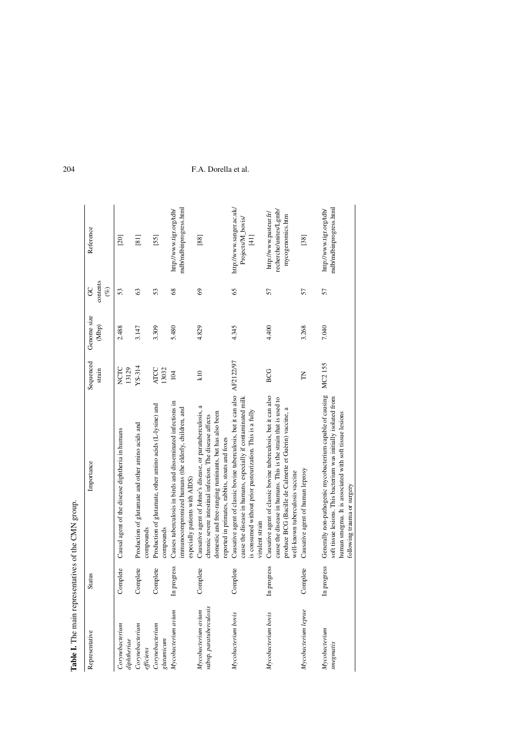**Table I.** The main representatives of the CMN group.

| Representative | Status | Importance | Sequenced strain | Genome size (Mbp) | GC contents (%) | Reference |
|---|---|---|---|---|---|---|
| *Corynebacterium diphtheriae* | Complete | Causal agent of the disease diphtheria in humans | NCTC 13129 | 2.488 | 53 | [20] |
| *Corynebacterium efficiens* | Complete | Production of glutamate and other amino acids and compounds | YS-314 | 3.147 | 63 | [81] |
| *Corynebacterium glutamicum* | Complete | Production of glutamate, other amino acids (L-lysine) and compounds | ATCC 13032 | 3.309 | 53 | [55] |
| *Mycobacterium avium* | In progress | Causes tuberculosis in birds and disseminated infections in immunocompromized humans (the elderly, children, and especially patients with AIDS) | 104 | 5.480 | 68 | http://www.tigr.org/tdb/mdb/mdbinprogress.html |
| *Mycobacterium avium* subsp. *paratuberculosis* | Complete | Causative agent of Johne's disease, or paratuberculosis, a chronic severe intestinal infection. The disease affects domestic and free-ranging ruminants, but has also been reported in primates, rabbits, stoats and foxes | k10 | 4.829 | 69 | [88] |
| *Mycobacterium bovis* | Complete | Causative agent of classic bovine tuberculosis, but it can also cause the disease in humans, especially if contaminated milk is consumed without prior pasteurization. This is a fully virulent strain | AF2122/97 | 4.345 | 65 | http://www.sanger.ac.uk/Projects/M_bovis/ [41] |
| *Mycobacterium bovis* | In progress | Causative agent of classic bovine tuberculosis, but it can also cause the disease in humans. This is the strain that is used to produce BCG (Bacille de Calmette et Guèrin) vaccine, a well-known tuberculosis vaccine | BCG | 4.400 | 57 | http://www.pasteur.fr/recherche/unites/Lgmb/mycogenomics.htm |
| *Mycobacterium leprae* | Complete | Causative agent of human leprosy | TN | 3.268 | 57 | [38] |
| *Mycobacterium smegmatis* | In progress | Generally non-pathogenic mycobacterium capable of causing soft tissue lesions. This bacterium was initially isolated from human smegma. It is associated with soft tissue lesions following trauma or surgery | MC2 155 | 7.040 | 57 | http://www.tigr.org/tdb/mdb/mdbinprogress.html |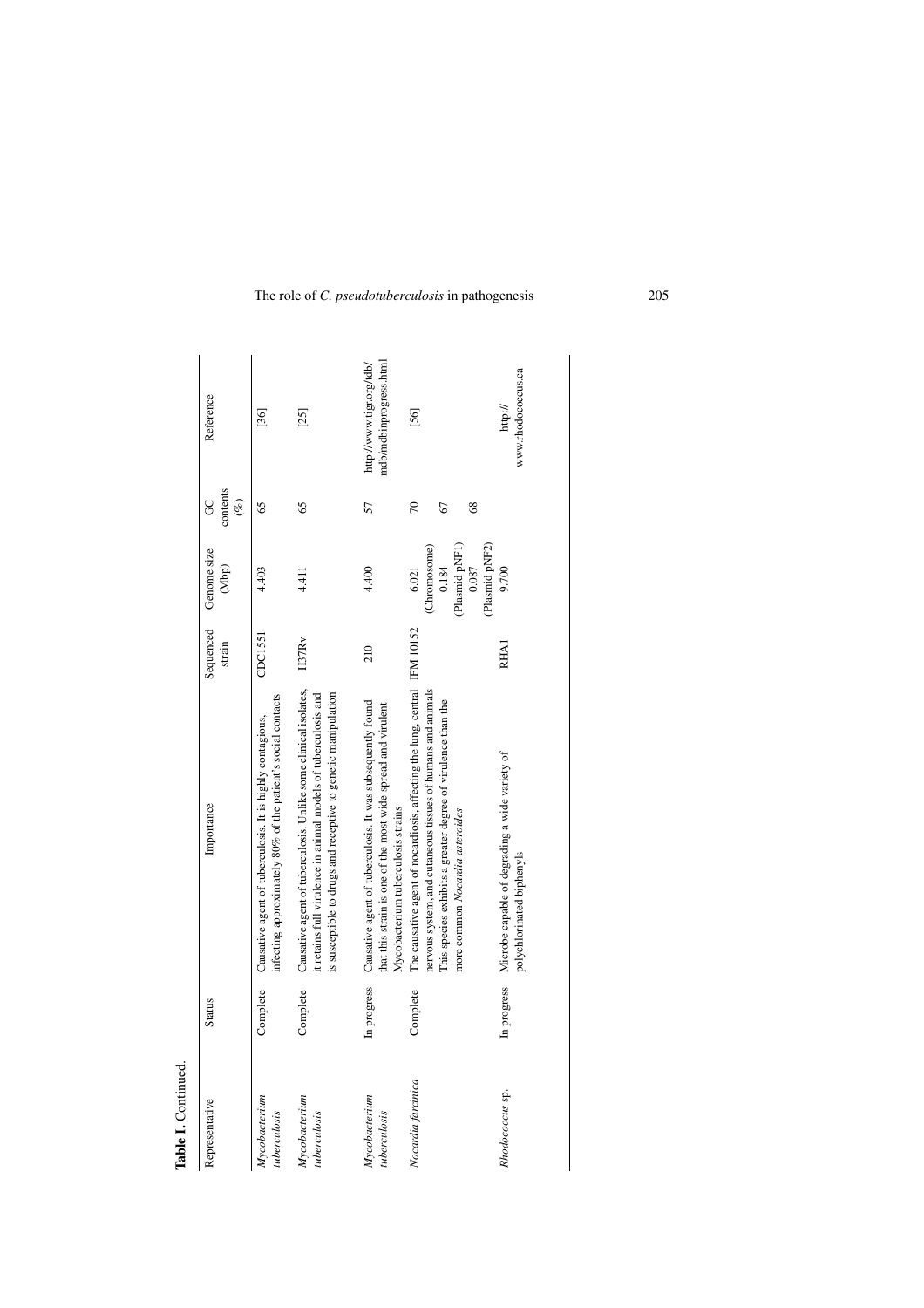**Table I.** Continued.

| Representative | Status | Importance | Sequenced strain | Genome size (Mbp) | GC contents (%) | Reference |
|---|---|---|---|---|---|---|
| *Mycobacterium tuberculosis* | Complete | Causative agent of tuberculosis. It is highly contagious, infecting approximately 80% of the patient's social contacts | CDC1551 | 4.403 | 65 | [36] |
| *Mycobacterium tuberculosis* | Complete | Causative agent of tuberculosis. Unlike some clinical isolates, it retains full virulence in animal models of tuberculosis and is susceptible to drugs and receptive to genetic manipulation | H37Rv | 4.411 | 65 | [25] |
| *Mycobacterium tuberculosis* | In progress | Causative agent of tuberculosis. It was subsequently found that this strain is one of the most wide-spread and virulent Mycobacterium tuberculosis strains | 210 | 4.400 | 57 | http://www.tigr.org/tdb/mdb/mdbinprogress.html |
| *Nocardia farcinica* | Complete | The causative agent of nocardiosis, affecting the lung, central nervous system, and cutaneous tissues of humans and animals This species exhibits a greater degree of virulence than the more common *Nocardia asteroides* | IFM 10152 | 6.021 (Chromosome) 0.184 (Plasmid pNF1) 0.087 (Plasmid pNF2) | 70 67 68 | [56] |
| *Rhodococcus* sp. | In progress | Microbe capable of degrading a wide variety of polychlorinated biphenyls | RHA1 | 9.700 | | http://www.rhodococcus.ca |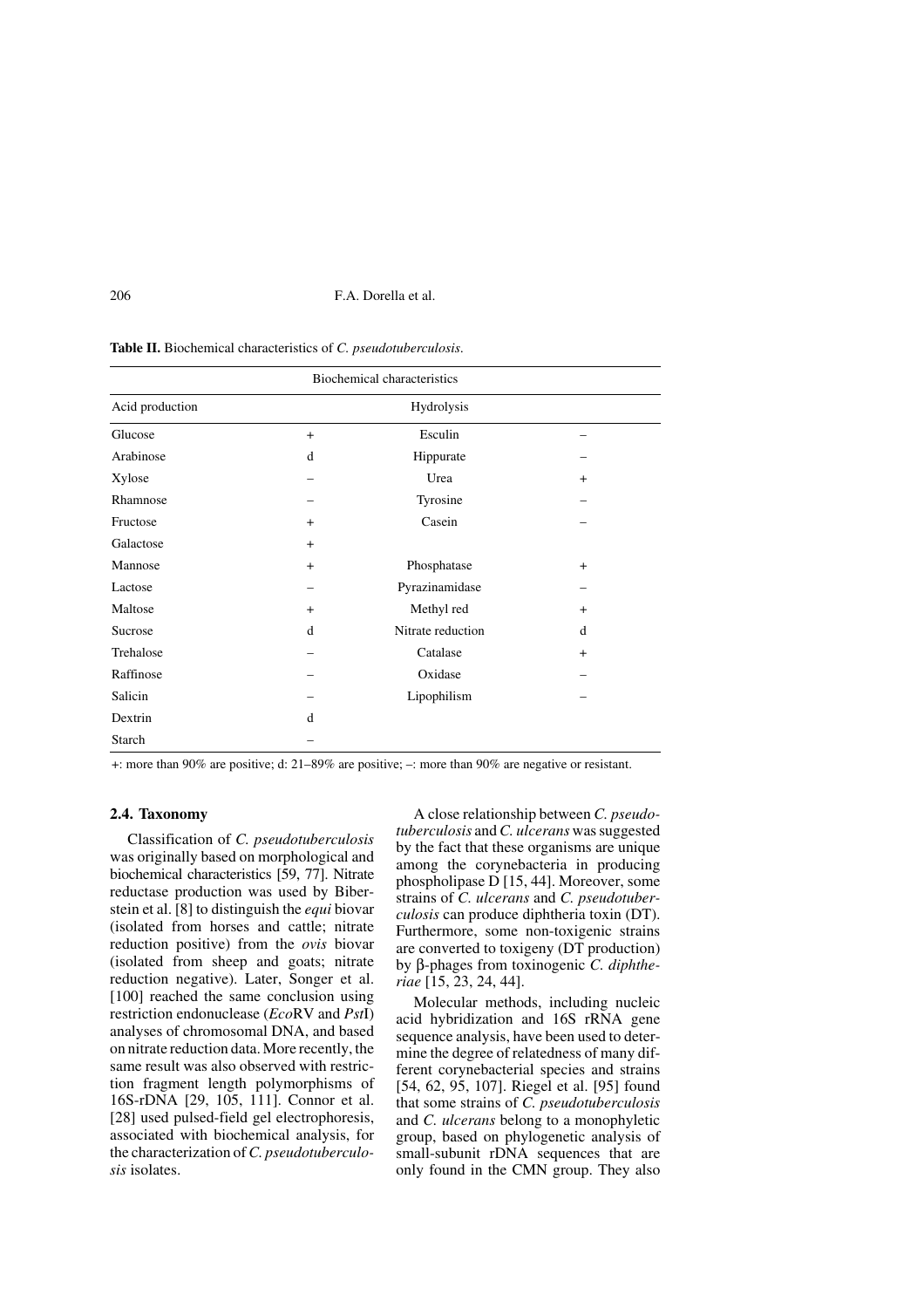**Table II.** Biochemical characteristics of *C. pseudotuberculosis*.

| Biochemical characteristics | | | |
|---|---|---|---|
| Acid production | | Hydrolysis | |
| Glucose | + | Esculin | – |
| Arabinose | d | Hippurate | – |
| Xylose | – | Urea | + |
| Rhamnose | – | Tyrosine | – |
| Fructose | + | Casein | – |
| Galactose | + | | |
| Mannose | + | Phosphatase | + |
| Lactose | – | Pyrazinamidase | – |
| Maltose | + | Methyl red | + |
| Sucrose | d | Nitrate reduction | d |
| Trehalose | – | Catalase | + |
| Raffinose | – | Oxidase | – |
| Salicin | – | Lipophilism | – |
| Dextrin | d | | |
| Starch | – | | |

+: more than 90% are positive; d: 21–89% are positive; –: more than 90% are negative or resistant.

### 2.4. Taxonomy

Classification of *C. pseudotuberculosis* was originally based on morphological and biochemical characteristics [59, 77]. Nitrate reductase production was used by Biberstein et al. [8] to distinguish the *equi* biovar (isolated from horses and cattle; nitrate reduction positive) from the *ovis* biovar (isolated from sheep and goats; nitrate reduction negative). Later, Songer et al. [100] reached the same conclusion using restriction endonuclease (*Eco*RV and *Pst*I) analyses of chromosomal DNA, and based on nitrate reduction data. More recently, the same result was also observed with restriction fragment length polymorphisms of 16S-rDNA [29, 105, 111]. Connor et al. [28] used pulsed-field gel electrophoresis, associated with biochemical analysis, for the characterization of *C. pseudotuberculosis* isolates.

A close relationship between *C. pseudotuberculosis* and *C. ulcerans* was suggested by the fact that these organisms are unique among the corynebacteria in producing phospholipase D [15, 44]. Moreover, some strains of *C. ulcerans* and *C. pseudotuberculosis* can produce diphtheria toxin (DT). Furthermore, some non-toxigenic strains are converted to toxigeny (DT production) by β-phages from toxinogenic *C. diphtheriae* [15, 23, 24, 44].

Molecular methods, including nucleic acid hybridization and 16S rRNA gene sequence analysis, have been used to determine the degree of relatedness of many different corynebacterial species and strains [54, 62, 95, 107]. Riegel et al. [95] found that some strains of *C. pseudotuberculosis* and *C. ulcerans* belong to a monophyletic group, based on phylogenetic analysis of small-subunit rDNA sequences that are only found in the CMN group. They also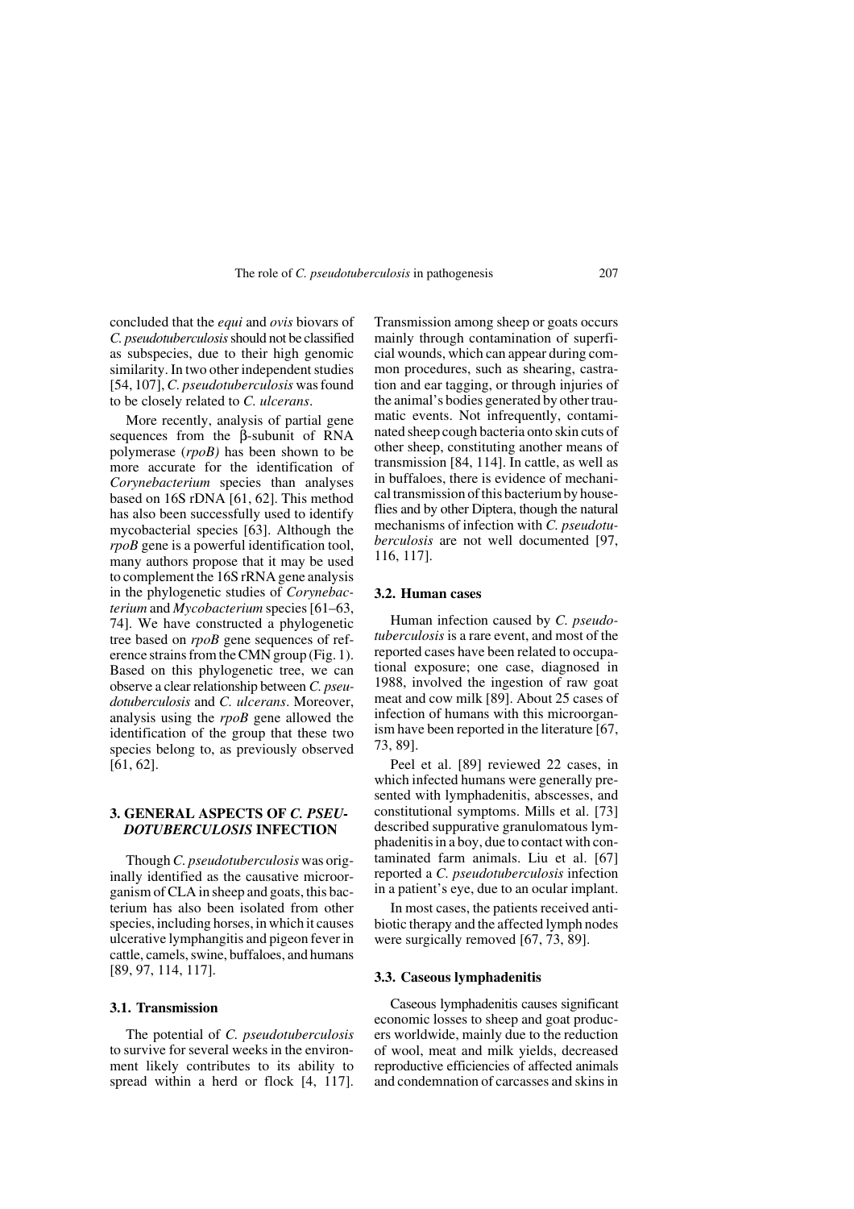concluded that the *equi* and *ovis* biovars of *C. pseudotuberculosis* should not be classified as subspecies, due to their high genomic similarity. In two other independent studies [54, 107], *C. pseudotuberculosis* was found to be closely related to *C. ulcerans*.

More recently, analysis of partial gene sequences from the β-subunit of RNA polymerase (*rpoB)* has been shown to be more accurate for the identification of *Corynebacterium* species than analyses based on 16S rDNA [61, 62]. This method has also been successfully used to identify mycobacterial species [63]. Although the *rpoB* gene is a powerful identification tool, many authors propose that it may be used to complement the 16S rRNA gene analysis in the phylogenetic studies of *Corynebacterium* and *Mycobacterium* species [61–63, 74]. We have constructed a phylogenetic tree based on *rpoB* gene sequences of reference strains from the CMN group (Fig. 1). Based on this phylogenetic tree, we can observe a clear relationship between *C. pseudotuberculosis* and *C. ulcerans*. Moreover, analysis using the *rpoB* gene allowed the identification of the group that these two species belong to, as previously observed [61, 62].

## 3. GENERAL ASPECTS OF *C. PSEUDOTUBERCULOSIS* INFECTION

Though *C. pseudotuberculosis* was originally identified as the causative microorganism of CLA in sheep and goats, this bacterium has also been isolated from other species, including horses, in which it causes ulcerative lymphangitis and pigeon fever in cattle, camels, swine, buffaloes, and humans [89, 97, 114, 117].

### 3.1. Transmission

The potential of *C. pseudotuberculosis* to survive for several weeks in the environment likely contributes to its ability to spread within a herd or flock [4, 117]. Transmission among sheep or goats occurs mainly through contamination of superficial wounds, which can appear during common procedures, such as shearing, castration and ear tagging, or through injuries of the animal's bodies generated by other traumatic events. Not infrequently, contaminated sheep cough bacteria onto skin cuts of other sheep, constituting another means of transmission [84, 114]. In cattle, as well as in buffaloes, there is evidence of mechanical transmission of this bacterium by houseflies and by other Diptera, though the natural mechanisms of infection with *C. pseudotuberculosis* are not well documented [97, 116, 117].

### 3.2. Human cases

Human infection caused by *C. pseudotuberculosis* is a rare event, and most of the reported cases have been related to occupational exposure; one case, diagnosed in 1988, involved the ingestion of raw goat meat and cow milk [89]. About 25 cases of infection of humans with this microorganism have been reported in the literature [67, 73, 89].

Peel et al. [89] reviewed 22 cases, in which infected humans were generally presented with lymphadenitis, abscesses, and constitutional symptoms. Mills et al. [73] described suppurative granulomatous lymphadenitis in a boy, due to contact with contaminated farm animals. Liu et al. [67] reported a *C. pseudotuberculosis* infection in a patient's eye, due to an ocular implant.

In most cases, the patients received antibiotic therapy and the affected lymph nodes were surgically removed [67, 73, 89].

### 3.3. Caseous lymphadenitis

Caseous lymphadenitis causes significant economic losses to sheep and goat producers worldwide, mainly due to the reduction of wool, meat and milk yields, decreased reproductive efficiencies of affected animals and condemnation of carcasses and skins in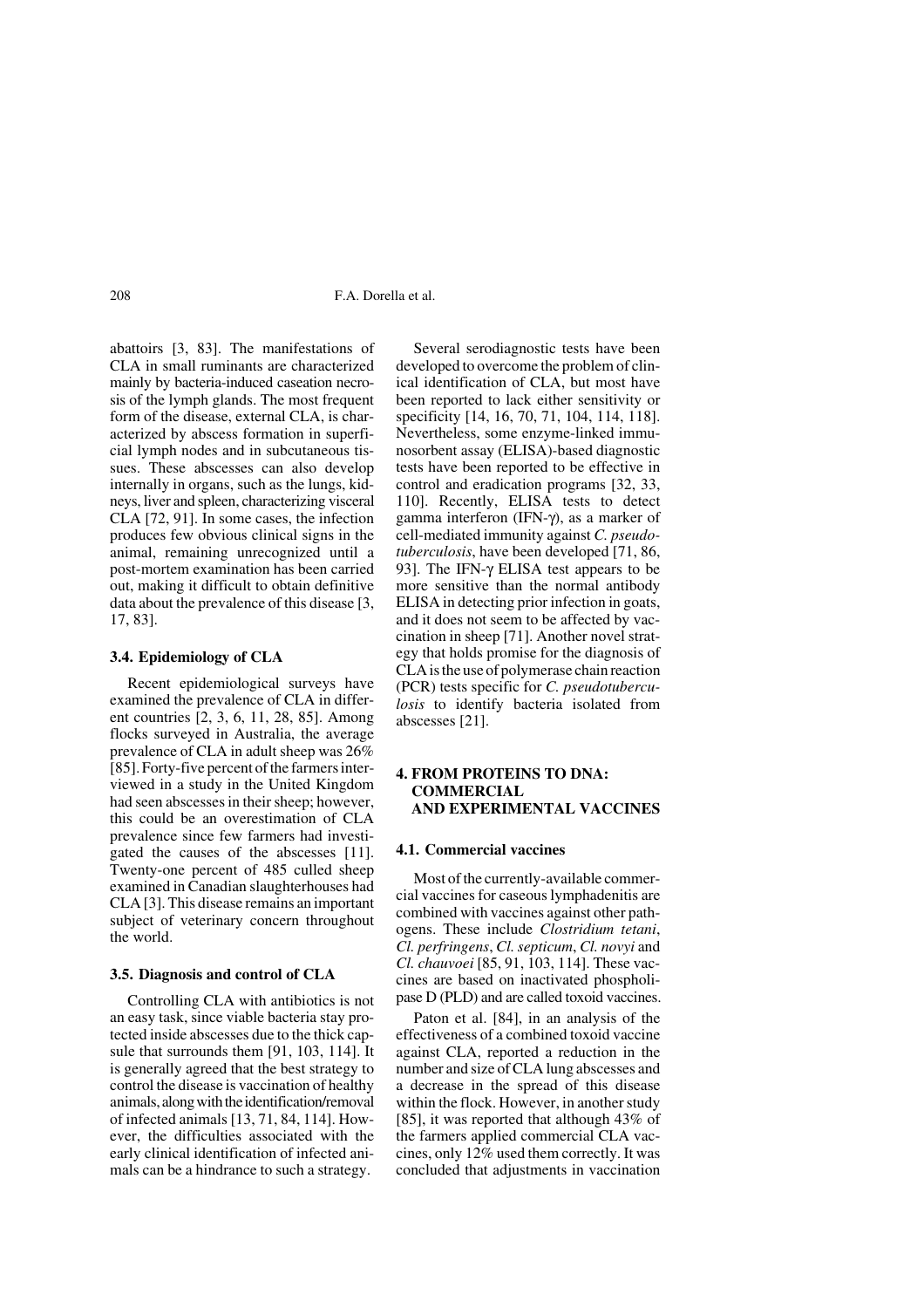abattoirs [3, 83]. The manifestations of CLA in small ruminants are characterized mainly by bacteria-induced caseation necrosis of the lymph glands. The most frequent form of the disease, external CLA, is characterized by abscess formation in superficial lymph nodes and in subcutaneous tissues. These abscesses can also develop internally in organs, such as the lungs, kidneys, liver and spleen, characterizing visceral CLA [72, 91]. In some cases, the infection produces few obvious clinical signs in the animal, remaining unrecognized until a post-mortem examination has been carried out, making it difficult to obtain definitive data about the prevalence of this disease [3, 17, 83].

### 3.4. Epidemiology of CLA

Recent epidemiological surveys have examined the prevalence of CLA in different countries [2, 3, 6, 11, 28, 85]. Among flocks surveyed in Australia, the average prevalence of CLA in adult sheep was 26% [85]. Forty-five percent of the farmers interviewed in a study in the United Kingdom had seen abscesses in their sheep; however, this could be an overestimation of CLA prevalence since few farmers had investigated the causes of the abscesses [11]. Twenty-one percent of 485 culled sheep examined in Canadian slaughterhouses had CLA [3]. This disease remains an important subject of veterinary concern throughout the world.

### 3.5. Diagnosis and control of CLA

Controlling CLA with antibiotics is not an easy task, since viable bacteria stay protected inside abscesses due to the thick capsule that surrounds them [91, 103, 114]. It is generally agreed that the best strategy to control the disease is vaccination of healthy animals, along with the identification/removal of infected animals [13, 71, 84, 114]. However, the difficulties associated with the early clinical identification of infected animals can be a hindrance to such a strategy.

Several serodiagnostic tests have been developed to overcome the problem of clinical identification of CLA, but most have been reported to lack either sensitivity or specificity [14, 16, 70, 71, 104, 114, 118]. Nevertheless, some enzyme-linked immunosorbent assay (ELISA)-based diagnostic tests have been reported to be effective in control and eradication programs [32, 33, 110]. Recently, ELISA tests to detect gamma interferon (IFN-$\gamma$), as a marker of cell-mediated immunity against *C. pseudotuberculosis*, have been developed [71, 86, 93]. The IFN-$\gamma$ ELISA test appears to be more sensitive than the normal antibody ELISA in detecting prior infection in goats, and it does not seem to be affected by vaccination in sheep [71]. Another novel strategy that holds promise for the diagnosis of CLA is the use of polymerase chain reaction (PCR) tests specific for *C. pseudotuberculosis* to identify bacteria isolated from abscesses [21].

## 4. FROM PROTEINS TO DNA: COMMERCIAL AND EXPERIMENTAL VACCINES

### 4.1. Commercial vaccines

Most of the currently-available commercial vaccines for caseous lymphadenitis are combined with vaccines against other pathogens. These include *Clostridium tetani*, *Cl. perfringens*, *Cl. septicum*, *Cl. novyi* and *Cl. chauvoei* [85, 91, 103, 114]. These vaccines are based on inactivated phospholipase D (PLD) and are called toxoid vaccines.

Paton et al. [84], in an analysis of the effectiveness of a combined toxoid vaccine against CLA, reported a reduction in the number and size of CLA lung abscesses and a decrease in the spread of this disease within the flock. However, in another study [85], it was reported that although 43% of the farmers applied commercial CLA vaccines, only 12% used them correctly. It was concluded that adjustments in vaccination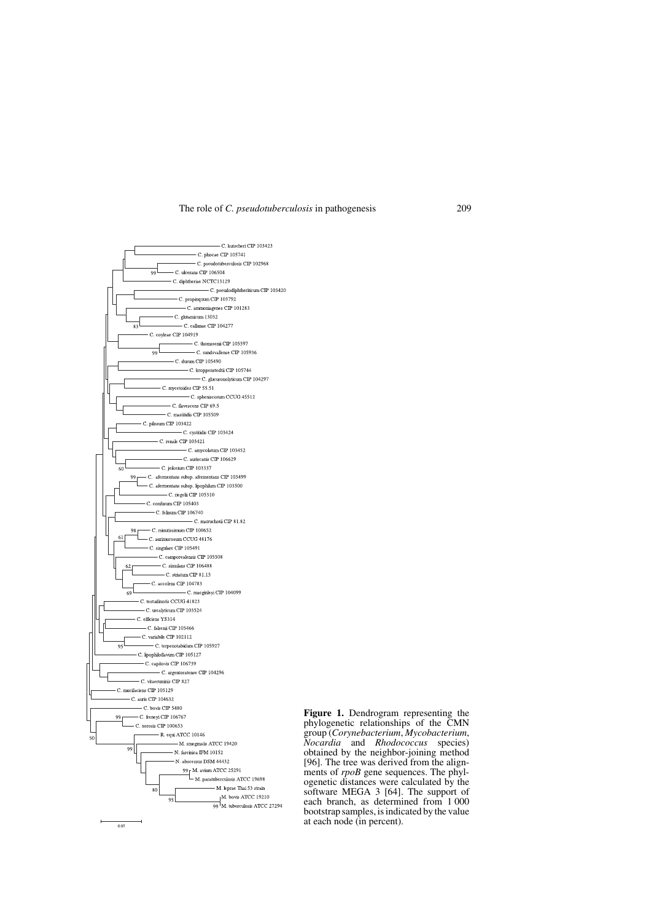**Figure 1.** Dendrogram representing the phylogenetic relationships of the CMN group (*Corynebacterium*, *Mycobacterium*, *Nocardia* and *Rhodococcus* species) obtained by the neighbor-joining method [96]. The tree was derived from the alignments of *rpoB* gene sequences. The phylogenetic distances were calculated by the software MEGA 3 [64]. The support of each branch, as determined from 1 000 bootstrap samples, is indicated by the value at each node (in percent).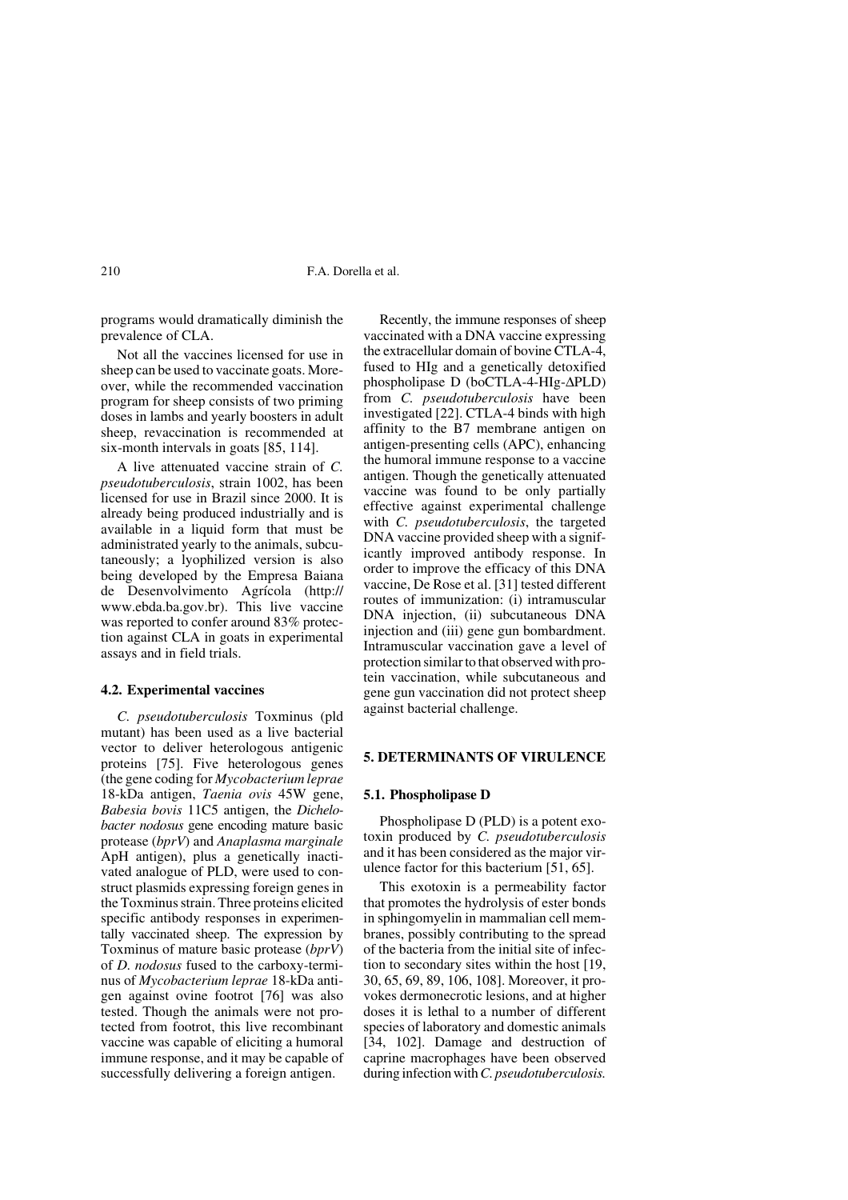programs would dramatically diminish the prevalence of CLA.

Not all the vaccines licensed for use in sheep can be used to vaccinate goats. Moreover, while the recommended vaccination program for sheep consists of two priming doses in lambs and yearly boosters in adult sheep, revaccination is recommended at six-month intervals in goats [85, 114].

A live attenuated vaccine strain of *C. pseudotuberculosis*, strain 1002, has been licensed for use in Brazil since 2000. It is already being produced industrially and is available in a liquid form that must be administrated yearly to the animals, subcutaneously; a lyophilized version is also being developed by the Empresa Baiana de Desenvolvimento Agrícola (http://www.ebda.ba.gov.br). This live vaccine was reported to confer around 83% protection against CLA in goats in experimental assays and in field trials.

### 4.2. Experimental vaccines

*C. pseudotuberculosis* Toxminus (pld mutant) has been used as a live bacterial vector to deliver heterologous antigenic proteins [75]. Five heterologous genes (the gene coding for *Mycobacterium leprae* 18-kDa antigen, *Taenia ovis* 45W gene, *Babesia bovis* 11C5 antigen, the *Dichelobacter nodosus* gene encoding mature basic protease (*bprV*) and *Anaplasma marginale* ApH antigen), plus a genetically inactivated analogue of PLD, were used to construct plasmids expressing foreign genes in the Toxminus strain. Three proteins elicited specific antibody responses in experimentally vaccinated sheep. The expression by Toxminus of mature basic protease (*bprV*) of *D. nodosus* fused to the carboxy-terminus of *Mycobacterium leprae* 18-kDa antigen against ovine footrot [76] was also tested. Though the animals were not protected from footrot, this live recombinant vaccine was capable of eliciting a humoral immune response, and it may be capable of successfully delivering a foreign antigen.

Recently, the immune responses of sheep vaccinated with a DNA vaccine expressing the extracellular domain of bovine CTLA-4, fused to HIg and a genetically detoxified phospholipase D (boCTLA-4-HIg-ΔPLD) from *C. pseudotuberculosis* have been investigated [22]. CTLA-4 binds with high affinity to the B7 membrane antigen on antigen-presenting cells (APC), enhancing the humoral immune response to a vaccine antigen. Though the genetically attenuated vaccine was found to be only partially effective against experimental challenge with *C. pseudotuberculosis*, the targeted DNA vaccine provided sheep with a significantly improved antibody response. In order to improve the efficacy of this DNA vaccine, De Rose et al. [31] tested different routes of immunization: (i) intramuscular DNA injection, (ii) subcutaneous DNA injection and (iii) gene gun bombardment. Intramuscular vaccination gave a level of protection similar to that observed with protein vaccination, while subcutaneous and gene gun vaccination did not protect sheep against bacterial challenge.

## 5. DETERMINANTS OF VIRULENCE

### 5.1. Phospholipase D

Phospholipase D (PLD) is a potent exotoxin produced by *C. pseudotuberculosis* and it has been considered as the major virulence factor for this bacterium [51, 65].

This exotoxin is a permeability factor that promotes the hydrolysis of ester bonds in sphingomyelin in mammalian cell membranes, possibly contributing to the spread of the bacteria from the initial site of infection to secondary sites within the host [19, 30, 65, 69, 89, 106, 108]. Moreover, it provokes dermonecrotic lesions, and at higher doses it is lethal to a number of different species of laboratory and domestic animals [34, 102]. Damage and destruction of caprine macrophages have been observed during infection with *C. pseudotuberculosis.*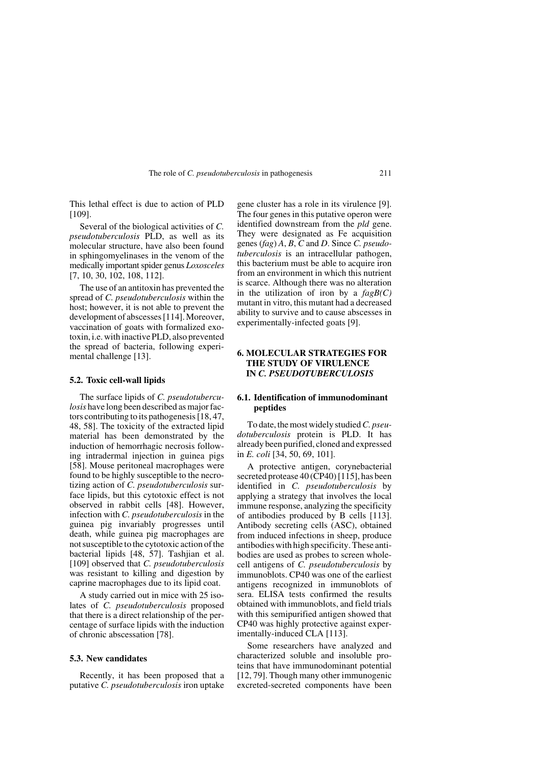This lethal effect is due to action of PLD [109].

Several of the biological activities of *C. pseudotuberculosis* PLD, as well as its molecular structure, have also been found in sphingomyelinases in the venom of the medically important spider genus *Loxosceles* [7, 10, 30, 102, 108, 112].

The use of an antitoxin has prevented the spread of *C. pseudotuberculosis* within the host; however, it is not able to prevent the development of abscesses [114]. Moreover, vaccination of goats with formalized exotoxin, i.e. with inactive PLD, also prevented the spread of bacteria, following experimental challenge [13].

### 5.2. Toxic cell-wall lipids

The surface lipids of *C. pseudotuberculosis* have long been described as major factors contributing to its pathogenesis [18, 47, 48, 58]. The toxicity of the extracted lipid material has been demonstrated by the induction of hemorrhagic necrosis following intradermal injection in guinea pigs [58]. Mouse peritoneal macrophages were found to be highly susceptible to the necrotizing action of *C. pseudotuberculosis* surface lipids, but this cytotoxic effect is not observed in rabbit cells [48]. However, infection with *C. pseudotuberculosis* in the guinea pig invariably progresses until death, while guinea pig macrophages are not susceptible to the cytotoxic action of the bacterial lipids [48, 57]. Tashjian et al. [109] observed that *C. pseudotuberculosis* was resistant to killing and digestion by caprine macrophages due to its lipid coat.

A study carried out in mice with 25 isolates of *C. pseudotuberculosis* proposed that there is a direct relationship of the percentage of surface lipids with the induction of chronic abscessation [78].

### 5.3. New candidates

Recently, it has been proposed that a putative *C. pseudotuberculosis* iron uptake gene cluster has a role in its virulence [9]. The four genes in this putative operon were identified downstream from the *pld* gene. They were designated as Fe acquisition genes (*fag*) *A*, *B*, *C* and *D*. Since *C. pseudotuberculosis* is an intracellular pathogen, this bacterium must be able to acquire iron from an environment in which this nutrient is scarce. Although there was no alteration in the utilization of iron by a *fagB(C)* mutant in vitro, this mutant had a decreased ability to survive and to cause abscesses in experimentally-infected goats [9].

## 6. MOLECULAR STRATEGIES FOR THE STUDY OF VIRULENCE IN *C. PSEUDOTUBERCULOSIS*

### 6.1. Identification of immunodominant peptides

To date, the most widely studied *C. pseudotuberculosis* protein is PLD. It has already been purified, cloned and expressed in *E. coli* [34, 50, 69, 101].

A protective antigen, corynebacterial secreted protease 40 (CP40) [115], has been identified in *C. pseudotuberculosis* by applying a strategy that involves the local immune response, analyzing the specificity of antibodies produced by B cells [113]. Antibody secreting cells (ASC), obtained from induced infections in sheep, produce antibodies with high specificity. These antibodies are used as probes to screen whole-cell antigens of *C. pseudotuberculosis* by immunoblots. CP40 was one of the earliest antigens recognized in immunoblots of sera. ELISA tests confirmed the results obtained with immunoblots, and field trials with this semipurified antigen showed that CP40 was highly protective against experimentally-induced CLA [113].

Some researchers have analyzed and characterized soluble and insoluble proteins that have immunodominant potential [12, 79]. Though many other immunogenic excreted-secreted components have been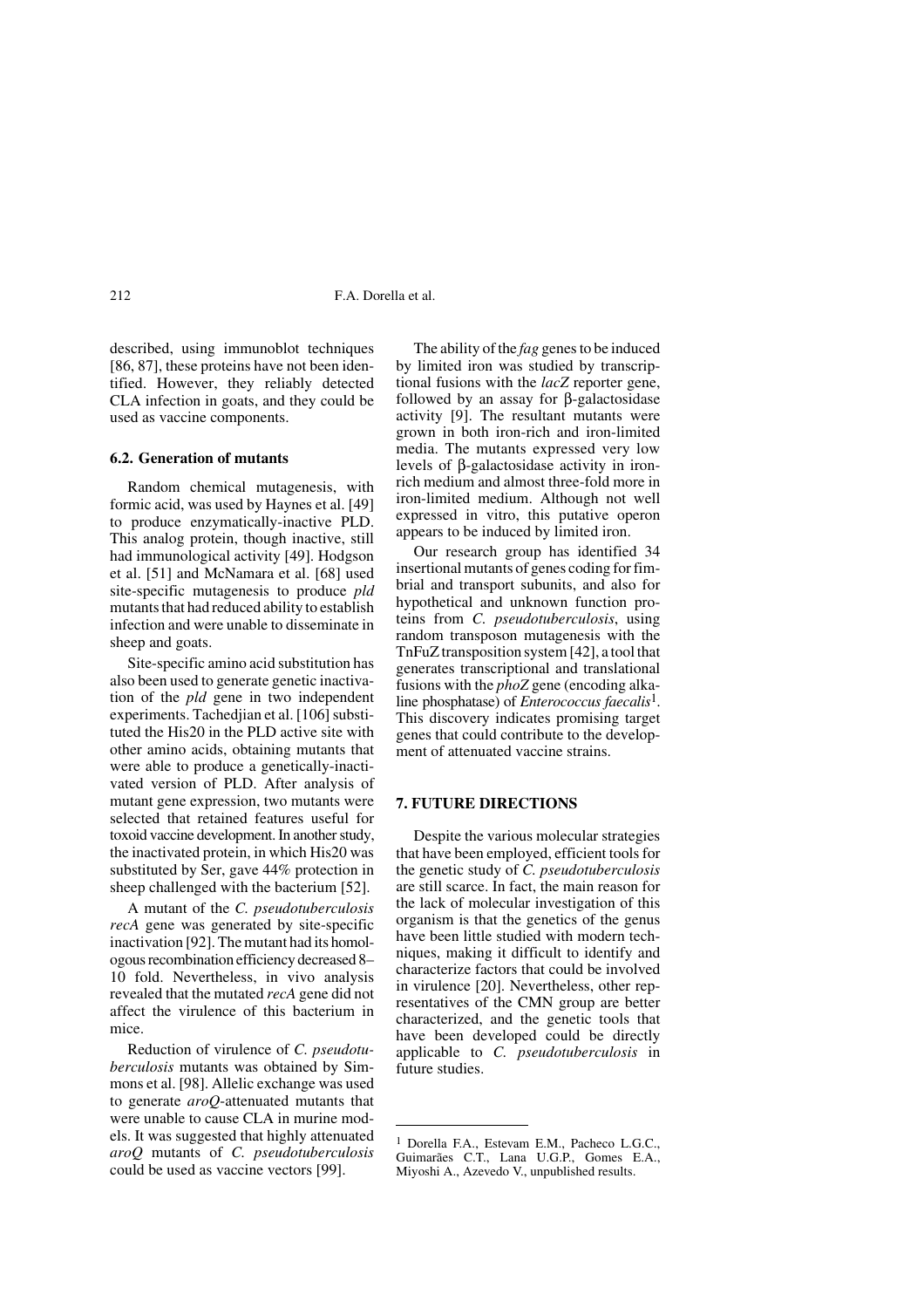described, using immunoblot techniques [86, 87], these proteins have not been identified. However, they reliably detected CLA infection in goats, and they could be used as vaccine components.

### 6.2. Generation of mutants

Random chemical mutagenesis, with formic acid, was used by Haynes et al. [49] to produce enzymatically-inactive PLD. This analog protein, though inactive, still had immunological activity [49]. Hodgson et al. [51] and McNamara et al. [68] used site-specific mutagenesis to produce *pld* mutants that had reduced ability to establish infection and were unable to disseminate in sheep and goats.

Site-specific amino acid substitution has also been used to generate genetic inactivation of the *pld* gene in two independent experiments. Tachedjian et al. [106] substituted the His20 in the PLD active site with other amino acids, obtaining mutants that were able to produce a genetically-inactivated version of PLD. After analysis of mutant gene expression, two mutants were selected that retained features useful for toxoid vaccine development. In another study, the inactivated protein, in which His20 was substituted by Ser, gave 44% protection in sheep challenged with the bacterium [52].

A mutant of the *C. pseudotuberculosis recA* gene was generated by site-specific inactivation [92]. The mutant had its homologous recombination efficiency decreased 8–10 fold. Nevertheless, in vivo analysis revealed that the mutated *recA* gene did not affect the virulence of this bacterium in mice.

Reduction of virulence of *C. pseudotuberculosis* mutants was obtained by Simmons et al. [98]. Allelic exchange was used to generate *aroQ*-attenuated mutants that were unable to cause CLA in murine models. It was suggested that highly attenuated *aroQ* mutants of *C. pseudotuberculosis* could be used as vaccine vectors [99].

The ability of the *fag* genes to be induced by limited iron was studied by transcriptional fusions with the *lacZ* reporter gene, followed by an assay for β-galactosidase activity [9]. The resultant mutants were grown in both iron-rich and iron-limited media. The mutants expressed very low levels of β-galactosidase activity in iron-rich medium and almost three-fold more in iron-limited medium. Although not well expressed in vitro, this putative operon appears to be induced by limited iron.

Our research group has identified 34 insertional mutants of genes coding for fimbrial and transport subunits, and also for hypothetical and unknown function proteins from *C. pseudotuberculosis*, using random transposon mutagenesis with the TnFuZ transposition system [42], a tool that generates transcriptional and translational fusions with the *phoZ* gene (encoding alkaline phosphatase) of *Enterococcus faecalis*[1]. This discovery indicates promising target genes that could contribute to the development of attenuated vaccine strains.

## 7. FUTURE DIRECTIONS

Despite the various molecular strategies that have been employed, efficient tools for the genetic study of *C. pseudotuberculosis* are still scarce. In fact, the main reason for the lack of molecular investigation of this organism is that the genetics of the genus have been little studied with modern techniques, making it difficult to identify and characterize factors that could be involved in virulence [20]. Nevertheless, other representatives of the CMN group are better characterized, and the genetic tools that have been developed could be directly applicable to *C. pseudotuberculosis* in future studies.

---

[1] Dorella F.A., Estevam E.M., Pacheco L.G.C., Guimarães C.T., Lana U.G.P., Gomes E.A., Miyoshi A., Azevedo V., unpublished results.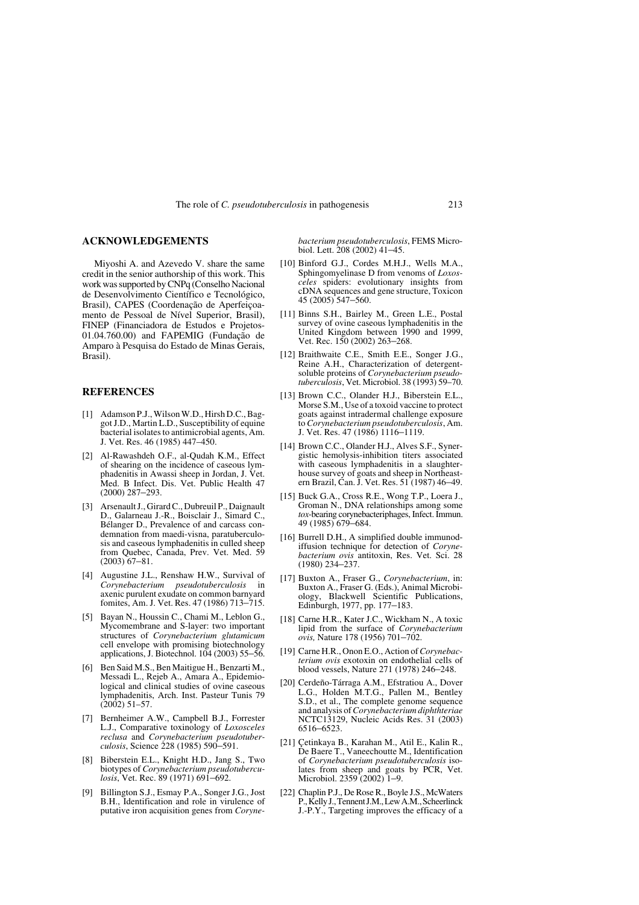## ACKNOWLEDGEMENTS

Miyoshi A. and Azevedo V. share the same credit in the senior authorship of this work. This work was supported by CNPq (Conselho Nacional de Desenvolvimento Científico e Tecnológico, Brasil), CAPES (Coordenação de Aperfeiçoamento de Pessoal de Nível Superior, Brasil), FINEP (Financiadora de Estudos e Projetos-01.04.760.00) and FAPEMIG (Fundação de Amparo à Pesquisa do Estado de Minas Gerais, Brasil).

## REFERENCES

[1] Adamson P.J., Wilson W.D., Hirsh D.C., Baggot J.D., Martin L.D., Susceptibility of equine bacterial isolates to antimicrobial agents, Am. J. Vet. Res. 46 (1985) 447–450.

[2] Al-Rawashdeh O.F., al-Qudah K.M., Effect of shearing on the incidence of caseous lymphadenitis in Awassi sheep in Jordan, J. Vet. Med. B Infect. Dis. Vet. Public Health 47 (2000) 287–293.

[3] Arsenault J., Girard C., Dubreuil P., Daignault D., Galarneau J.-R., Boisclair J., Simard C., Bélanger D., Prevalence of and carcass condemnation from maedi-visna, paratuberculosis and caseous lymphadenitis in culled sheep from Quebec, Canada, Prev. Vet. Med. 59 (2003) 67–81.

[4] Augustine J.L., Renshaw H.W., Survival of *Corynebacterium pseudotuberculosis* in axenic purulent exudate on common barnyard fomites, Am. J. Vet. Res. 47 (1986) 713–715.

[5] Bayan N., Houssin C., Chami M., Leblon G., Mycomembrane and S-layer: two important structures of *Corynebacterium glutamicum* cell envelope with promising biotechnology applications, J. Biotechnol. 104 (2003) 55–56.

[6] Ben Said M.S., Ben Maitigue H., Benzarti M., Messadi L., Rejeb A., Amara A., Epidemiological and clinical studies of ovine caseous lymphadenitis, Arch. Inst. Pasteur Tunis 79 (2002) 51–57.

[7] Bernheimer A.W., Campbell B.J., Forrester L.J., Comparative toxinology of *Loxosceles reclusa* and *Corynebacterium pseudotuberculosis*, Science 228 (1985) 590–591.

[8] Biberstein E.L., Knight H.D., Jang S., Two biotypes of *Corynebacterium pseudotuberculosis*, Vet. Rec. 89 (1971) 691–692.

[9] Billington S.J., Esmay P.A., Songer J.G., Jost B.H., Identification and role in virulence of putative iron acquisition genes from *Corynebacterium pseudotuberculosis*, FEMS Microbiol. Lett. 208 (2002) 41–45.

[10] Binford G.J., Cordes M.H.J., Wells M.A., Sphingomyelinase D from venoms of *Loxosceles* spiders: evolutionary insights from cDNA sequences and gene structure, Toxicon 45 (2005) 547–560.

[11] Binns S.H., Bairley M., Green L.E., Postal survey of ovine caseous lymphadenitis in the United Kingdom between 1990 and 1999, Vet. Rec. 150 (2002) 263–268.

[12] Braithwaite C.E., Smith E.E., Songer J.G., Reine A.H., Characterization of detergent-soluble proteins of *Corynebacterium pseudotuberculosis*, Vet. Microbiol. 38 (1993) 59–70.

[13] Brown C.C., Olander H.J., Biberstein E.L., Morse S.M., Use of a toxoid vaccine to protect goats against intradermal challenge exposure to *Corynebacterium pseudotuberculosis*, Am. J. Vet. Res. 47 (1986) 1116–1119.

[14] Brown C.C., Olander H.J., Alves S.F., Synergistic hemolysis-inhibition titers associated with caseous lymphadenitis in a slaughterhouse survey of goats and sheep in Northeastern Brazil, Can. J. Vet. Res. 51 (1987) 46–49.

[15] Buck G.A., Cross R.E., Wong T.P., Loera J., Groman N., DNA relationships among some *tox*-bearing corynebacteriophages, Infect. Immun. 49 (1985) 679–684.

[16] Burrell D.H., A simplified double immunodiffusion technique for detection of *Corynebacterium ovis* antitoxin, Res. Vet. Sci. 28 (1980) 234–237.

[17] Buxton A., Fraser G., *Corynebacterium*, in: Buxton A., Fraser G. (Eds.), Animal Microbiology, Blackwell Scientific Publications, Edinburgh, 1977, pp. 177–183.

[18] Carne H.R., Kater J.C., Wickham N., A toxic lipid from the surface of *Corynebacterium ovis,* Nature 178 (1956) 701–702.

[19] Carne H.R., Onon E.O., Action of *Corynebacterium ovis* exotoxin on endothelial cells of blood vessels, Nature 271 (1978) 246–248.

[20] Cerdeño-Tárraga A.M., Efstratiou A., Dover L.G., Holden M.T.G., Pallen M., Bentley S.D., et al., The complete genome sequence and analysis of *Corynebacterium diphthteriae* NCTC13129, Nucleic Acids Res. 31 (2003) 6516–6523.

[21] Çetinkaya B., Karahan M., Atil E., Kalin R., De Baere T., Vaneechoutte M., Identification of *Corynebacterium pseudotuberculosis* isolates from sheep and goats by PCR, Vet. Microbiol. 2359 (2002) 1–9.

[22] Chaplin P.J., De Rose R., Boyle J.S., McWaters P., Kelly J., Tennent J.M., Lew A.M., Scheerlinck J.-P.Y., Targeting improves the efficacy of a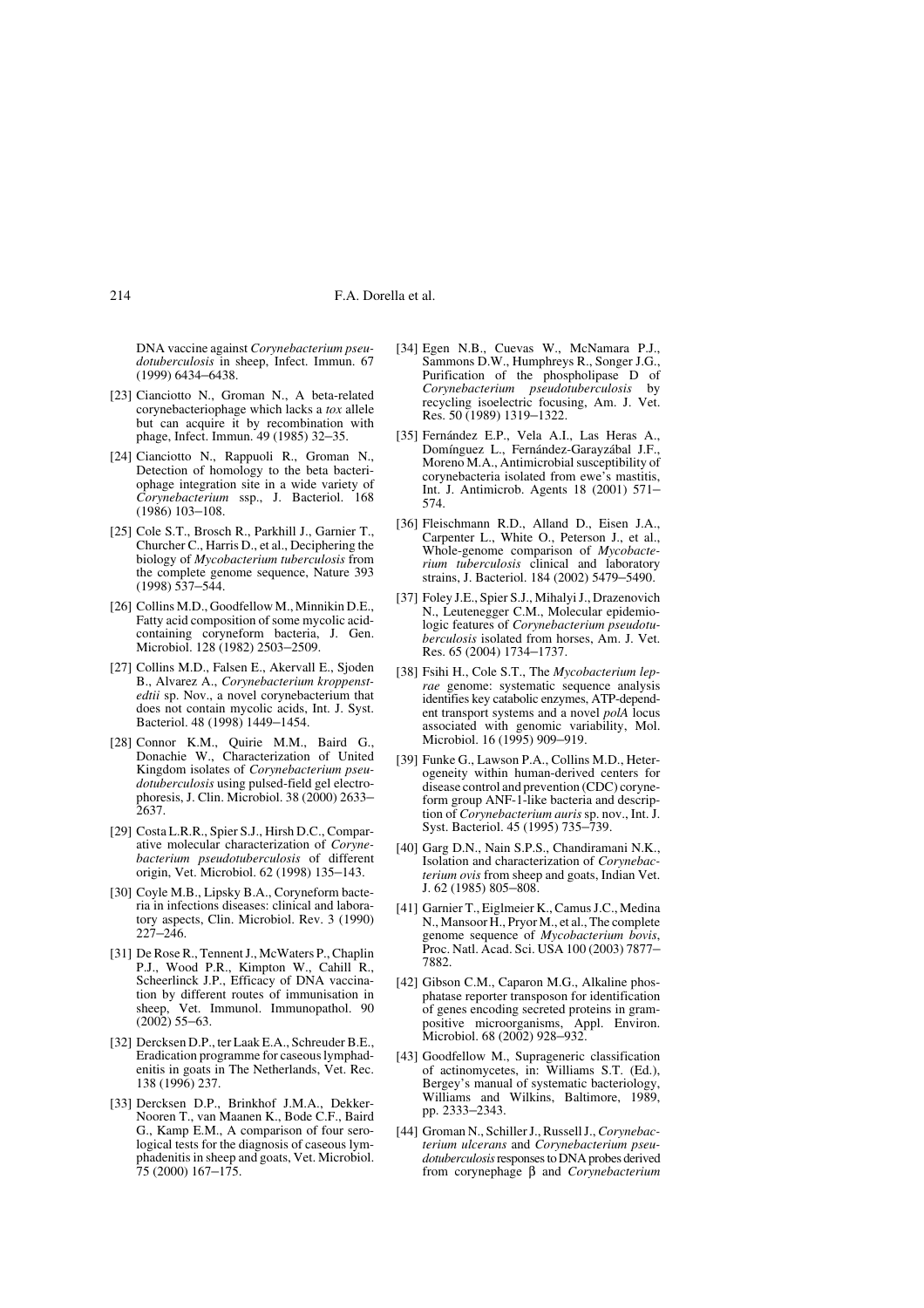DNA vaccine against *Corynebacterium pseudotuberculosis* in sheep, Infect. Immun. 67 (1999) 6434–6438.

[23] Cianciotto N., Groman N., A beta-related corynebacteriophage which lacks a *tox* allele but can acquire it by recombination with phage, Infect. Immun. 49 (1985) 32–35.

[24] Cianciotto N., Rappuoli R., Groman N., Detection of homology to the beta bacteriophage integration site in a wide variety of *Corynebacterium* ssp., J. Bacteriol. 168 (1986) 103–108.

[25] Cole S.T., Brosch R., Parkhill J., Garnier T., Churcher C., Harris D., et al., Deciphering the biology of *Mycobacterium tuberculosis* from the complete genome sequence, Nature 393 (1998) 537–544.

[26] Collins M.D., Goodfellow M., Minnikin D.E., Fatty acid composition of some mycolic acid-containing coryneform bacteria, J. Gen. Microbiol. 128 (1982) 2503–2509.

[27] Collins M.D., Falsen E., Akervall E., Sjoden B., Alvarez A., *Corynebacterium kroppenstedtii* sp. Nov., a novel corynebacterium that does not contain mycolic acids, Int. J. Syst. Bacteriol. 48 (1998) 1449–1454.

[28] Connor K.M., Quirie M.M., Baird G., Donachie W., Characterization of United Kingdom isolates of *Corynebacterium pseudotuberculosis* using pulsed-field gel electrophoresis, J. Clin. Microbiol. 38 (2000) 2633–2637.

[29] Costa L.R.R., Spier S.J., Hirsh D.C., Comparative molecular characterization of *Corynebacterium pseudotuberculosis* of different origin, Vet. Microbiol. 62 (1998) 135–143.

[30] Coyle M.B., Lipsky B.A., Coryneform bacteria in infections diseases: clinical and laboratory aspects, Clin. Microbiol. Rev. 3 (1990) 227–246.

[31] De Rose R., Tennent J., McWaters P., Chaplin P.J., Wood P.R., Kimpton W., Cahill R., Scheerlinck J.P., Efficacy of DNA vaccination by different routes of immunisation in sheep, Vet. Immunol. Immunopathol. 90 (2002) 55–63.

[32] Dercksen D.P., ter Laak E.A., Schreuder B.E., Eradication programme for caseous lymphadenitis in goats in The Netherlands, Vet. Rec. 138 (1996) 237.

[33] Dercksen D.P., Brinkhof J.M.A., Dekker-Nooren T., van Maanen K., Bode C.F., Baird G., Kamp E.M., A comparison of four serological tests for the diagnosis of caseous lymphadenitis in sheep and goats, Vet. Microbiol. 75 (2000) 167–175.

[34] Egen N.B., Cuevas W., McNamara P.J., Sammons D.W., Humphreys R., Songer J.G., Purification of the phospholipase D of *Corynebacterium pseudotuberculosis* by recycling isoelectric focusing, Am. J. Vet. Res. 50 (1989) 1319–1322.

[35] Fernández E.P., Vela A.I., Las Heras A., Domínguez L., Fernández-Garayzábal J.F., Moreno M.A., Antimicrobial susceptibility of corynebacteria isolated from ewe's mastitis, Int. J. Antimicrob. Agents 18 (2001) 571–574.

[36] Fleischmann R.D., Alland D., Eisen J.A., Carpenter L., White O., Peterson J., et al., Whole-genome comparison of *Mycobacterium tuberculosis* clinical and laboratory strains, J. Bacteriol. 184 (2002) 5479–5490.

[37] Foley J.E., Spier S.J., Mihalyi J., Drazenovich N., Leutenegger C.M., Molecular epidemiologic features of *Corynebacterium pseudotuberculosis* isolated from horses, Am. J. Vet. Res. 65 (2004) 1734–1737.

[38] Fsihi H., Cole S.T., The *Mycobacterium leprae* genome: systematic sequence analysis identifies key catabolic enzymes, ATP-dependent transport systems and a novel *polA* locus associated with genomic variability, Mol. Microbiol. 16 (1995) 909–919.

[39] Funke G., Lawson P.A., Collins M.D., Heterogeneity within human-derived centers for disease control and prevention (CDC) coryneform group ANF-1-like bacteria and description of *Corynebacterium auris* sp. nov., Int. J. Syst. Bacteriol. 45 (1995) 735–739.

[40] Garg D.N., Nain S.P.S., Chandiramani N.K., Isolation and characterization of *Corynebacterium ovis* from sheep and goats, Indian Vet. J. 62 (1985) 805–808.

[41] Garnier T., Eiglmeier K., Camus J.C., Medina N., Mansoor H., Pryor M., et al., The complete genome sequence of *Mycobacterium bovis*, Proc. Natl. Acad. Sci. USA 100 (2003) 7877–7882.

[42] Gibson C.M., Caparon M.G., Alkaline phosphatase reporter transposon for identification of genes encoding secreted proteins in gram-positive microorganisms, Appl. Environ. Microbiol. 68 (2002) 928–932.

[43] Goodfellow M., Suprageneric classification of actinomycetes, in: Williams S.T. (Ed.), Bergey's manual of systematic bacteriology, Williams and Wilkins, Baltimore, 1989, pp. 2333–2343.

[44] Groman N., Schiller J., Russell J., *Corynebacterium ulcerans* and *Corynebacterium pseudotuberculosis* responses to DNA probes derived from corynephage $\beta$ and *Corynebacterium*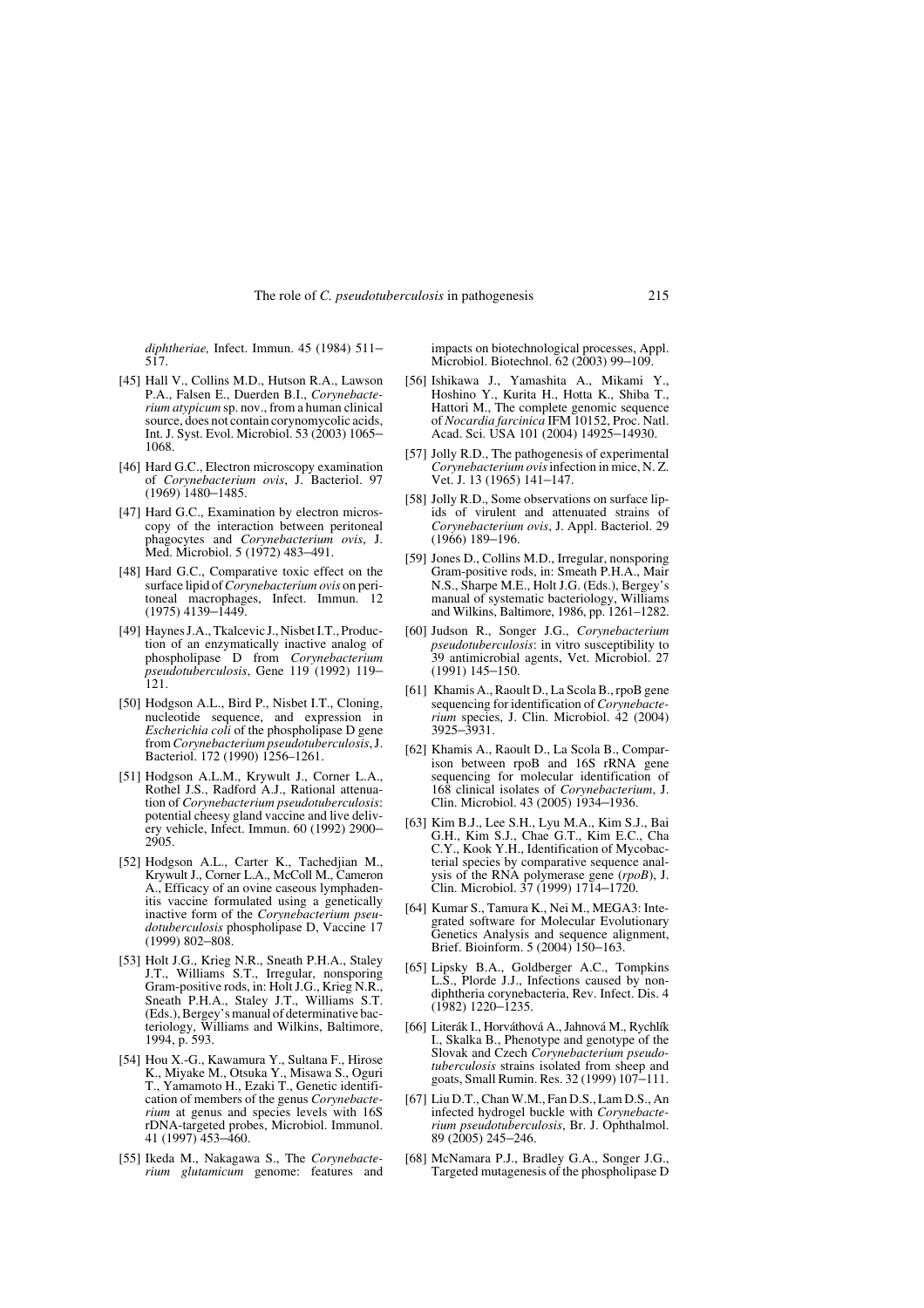*diphtheriae,* Infect. Immun. 45 (1984) 511–517.

[45] Hall V., Collins M.D., Hutson R.A., Lawson P.A., Falsen E., Duerden B.I., *Corynebacterium atypicum* sp. nov., from a human clinical source, does not contain corynomycolic acids, Int. J. Syst. Evol. Microbiol. 53 (2003) 1065–1068.

[46] Hard G.C., Electron microscopy examination of *Corynebacterium ovis*, J. Bacteriol. 97 (1969) 1480–1485.

[47] Hard G.C., Examination by electron microscopy of the interaction between peritoneal phagocytes and *Corynebacterium ovis*, J. Med. Microbiol. 5 (1972) 483–491.

[48] Hard G.C., Comparative toxic effect on the surface lipid of *Corynebacterium ovis* on peritoneal macrophages, Infect. Immun. 12 (1975) 4139–1449.

[49] Haynes J.A., Tkalcevic J., Nisbet I.T., Production of an enzymatically inactive analog of phospholipase D from *Corynebacterium pseudotuberculosis*, Gene 119 (1992) 119–121.

[50] Hodgson A.L., Bird P., Nisbet I.T., Cloning, nucleotide sequence, and expression in *Escherichia coli* of the phospholipase D gene from *Corynebacterium pseudotuberculosis*, J. Bacteriol. 172 (1990) 1256–1261.

[51] Hodgson A.L.M., Krywult J., Corner L.A., Rothel J.S., Radford A.J., Rational attenuation of *Corynebacterium pseudotuberculosis*: potential cheesy gland vaccine and live delivery vehicle, Infect. Immun. 60 (1992) 2900–2905.

[52] Hodgson A.L., Carter K., Tachedjian M., Krywult J., Corner L.A., McColl M., Cameron A., Efficacy of an ovine caseous lymphadenitis vaccine formulated using a genetically inactive form of the *Corynebacterium pseudotuberculosis* phospholipase D, Vaccine 17 (1999) 802–808.

[53] Holt J.G., Krieg N.R., Sneath P.H.A., Staley J.T., Williams S.T., Irregular, nonsporing Gram-positive rods, in: Holt J.G., Krieg N.R., Sneath P.H.A., Staley J.T., Williams S.T. (Eds.), Bergey's manual of determinative bacteriology, Williams and Wilkins, Baltimore, 1994, p. 593.

[54] Hou X.-G., Kawamura Y., Sultana F., Hirose K., Miyake M., Otsuka Y., Misawa S., Oguri T., Yamamoto H., Ezaki T., Genetic identification of members of the genus *Corynebacterium* at genus and species levels with 16S rDNA-targeted probes, Microbiol. Immunol. 41 (1997) 453–460.

[55] Ikeda M., Nakagawa S., The *Corynebacterium glutamicum* genome: features and impacts on biotechnological processes, Appl. Microbiol. Biotechnol. 62 (2003) 99–109.

[56] Ishikawa J., Yamashita A., Mikami Y., Hoshino Y., Kurita H., Hotta K., Shiba T., Hattori M., The complete genomic sequence of *Nocardia farcinica* IFM 10152, Proc. Natl. Acad. Sci. USA 101 (2004) 14925–14930.

[57] Jolly R.D., The pathogenesis of experimental *Corynebacterium ovis* infection in mice, N. Z. Vet. J. 13 (1965) 141–147.

[58] Jolly R.D., Some observations on surface lipids of virulent and attenuated strains of *Corynebacterium ovis*, J. Appl. Bacteriol. 29 (1966) 189–196.

[59] Jones D., Collins M.D., Irregular, nonsporing Gram-positive rods, in: Smeath P.H.A., Mair N.S., Sharpe M.E., Holt J.G. (Eds.), Bergey's manual of systematic bacteriology, Williams and Wilkins, Baltimore, 1986, pp. 1261–1282.

[60] Judson R., Songer J.G., *Corynebacterium pseudotuberculosis*: in vitro susceptibility to 39 antimicrobial agents, Vet. Microbiol. 27 (1991) 145–150.

[61] Khamis A., Raoult D., La Scola B., rpoB gene sequencing for identification of *Corynebacterium* species, J. Clin. Microbiol. 42 (2004) 3925–3931.

[62] Khamis A., Raoult D., La Scola B., Comparison between rpoB and 16S rRNA gene sequencing for molecular identification of 168 clinical isolates of *Corynebacterium*, J. Clin. Microbiol. 43 (2005) 1934–1936.

[63] Kim B.J., Lee S.H., Lyu M.A., Kim S.J., Bai G.H., Kim S.J., Chae G.T., Kim E.C., Cha C.Y., Kook Y.H., Identification of Mycobacterial species by comparative sequence analysis of the RNA polymerase gene (*rpoB*), J. Clin. Microbiol. 37 (1999) 1714–1720.

[64] Kumar S., Tamura K., Nei M., MEGA3: Integrated software for Molecular Evolutionary Genetics Analysis and sequence alignment, Brief. Bioinform. 5 (2004) 150–163.

[65] Lipsky B.A., Goldberger A.C., Tompkins L.S., Plorde J.J., Infections caused by nondiphtheria corynebacteria, Rev. Infect. Dis. 4 (1982) 1220–1235.

[66] Literák I., Horváthová A., Jahnová M., Rychlík I., Skalka B., Phenotype and genotype of the Slovak and Czech *Corynebacterium pseudotuberculosis* strains isolated from sheep and goats, Small Rumin. Res. 32 (1999) 107–111.

[67] Liu D.T., Chan W.M., Fan D.S., Lam D.S., An infected hydrogel buckle with *Corynebacterium pseudotuberculosis*, Br. J. Ophthalmol. 89 (2005) 245–246.

[68] McNamara P.J., Bradley G.A., Songer J.G., Targeted mutagenesis of the phospholipase D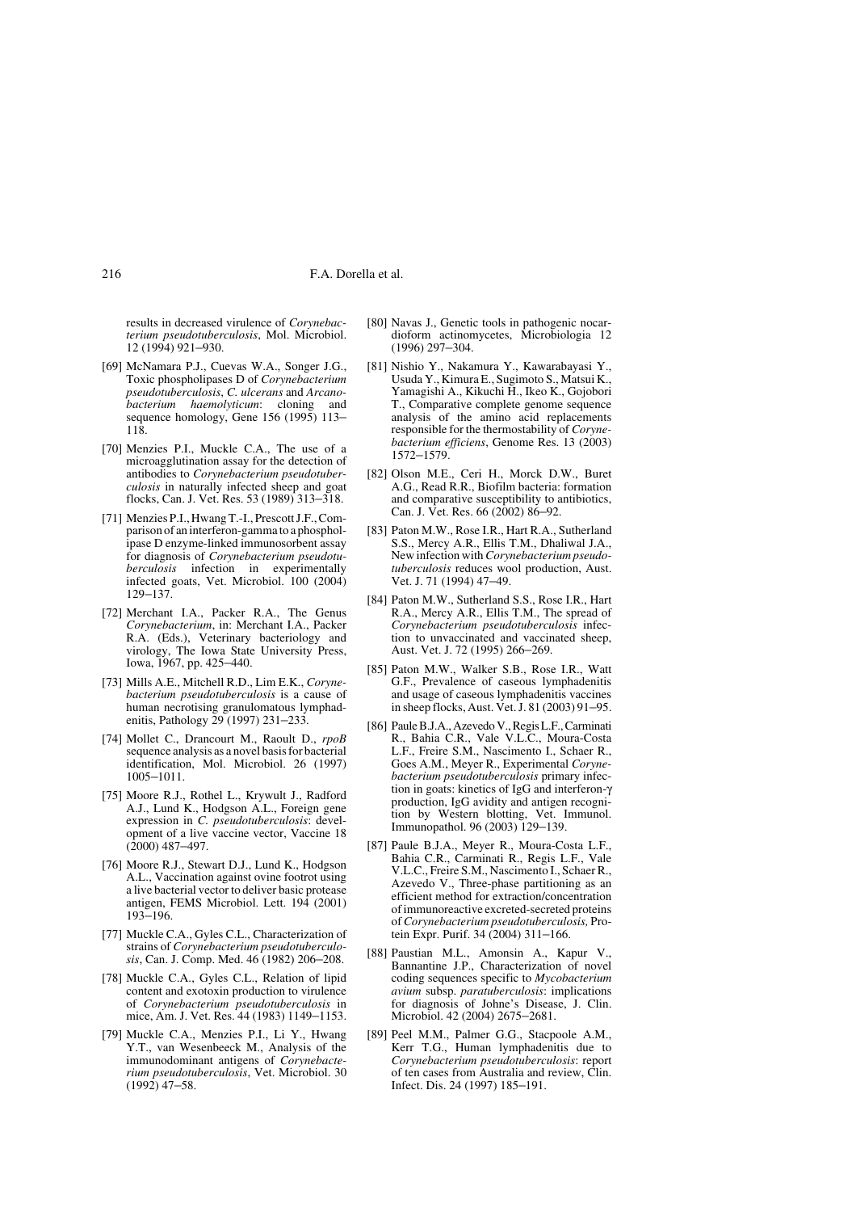results in decreased virulence of *Corynebacterium pseudotuberculosis*, Mol. Microbiol. 12 (1994) 921–930.

[69] McNamara P.J., Cuevas W.A., Songer J.G., Toxic phospholipases D of *Corynebacterium pseudotuberculosis*, *C. ulcerans* and *Arcanobacterium haemolyticum*: cloning and sequence homology, Gene 156 (1995) 113–118.

[70] Menzies P.I., Muckle C.A., The use of a microagglutination assay for the detection of antibodies to *Corynebacterium pseudotuberculosis* in naturally infected sheep and goat flocks, Can. J. Vet. Res. 53 (1989) 313–318.

[71] Menzies P.I., Hwang T.-I., Prescott J.F., Comparison of an interferon-gamma to a phospholipase D enzyme-linked immunosorbent assay for diagnosis of *Corynebacterium pseudotuberculosis* infection in experimentally infected goats, Vet. Microbiol. 100 (2004) 129–137.

[72] Merchant I.A., Packer R.A., The Genus *Corynebacterium*, in: Merchant I.A., Packer R.A. (Eds.), Veterinary bacteriology and virology, The Iowa State University Press, Iowa, 1967, pp. 425–440.

[73] Mills A.E., Mitchell R.D., Lim E.K., *Corynebacterium pseudotuberculosis* is a cause of human necrotising granulomatous lymphadenitis, Pathology 29 (1997) 231–233.

[74] Mollet C., Drancourt M., Raoult D., *rpoB* sequence analysis as a novel basis for bacterial identification, Mol. Microbiol. 26 (1997) 1005–1011.

[75] Moore R.J., Rothel L., Krywult J., Radford A.J., Lund K., Hodgson A.L., Foreign gene expression in *C. pseudotuberculosis*: development of a live vaccine vector, Vaccine 18 (2000) 487–497.

[76] Moore R.J., Stewart D.J., Lund K., Hodgson A.L., Vaccination against ovine footrot using a live bacterial vector to deliver basic protease antigen, FEMS Microbiol. Lett. 194 (2001) 193–196.

[77] Muckle C.A., Gyles C.L., Characterization of strains of *Corynebacterium pseudotuberculosis*, Can. J. Comp. Med. 46 (1982) 206–208.

[78] Muckle C.A., Gyles C.L., Relation of lipid content and exotoxin production to virulence of *Corynebacterium pseudotuberculosis* in mice, Am. J. Vet. Res. 44 (1983) 1149–1153.

[79] Muckle C.A., Menzies P.I., Li Y., Hwang Y.T., van Wesenbeeck M., Analysis of the immunodominant antigens of *Corynebacterium pseudotuberculosis*, Vet. Microbiol. 30 (1992) 47–58.

[80] Navas J., Genetic tools in pathogenic nocardioform actinomycetes, Microbiologia 12 (1996) 297–304.

[81] Nishio Y., Nakamura Y., Kawarabayasi Y., Usuda Y., Kimura E., Sugimoto S., Matsui K., Yamagishi A., Kikuchi H., Ikeo K., Gojobori T., Comparative complete genome sequence analysis of the amino acid replacements responsible for the thermostability of *Corynebacterium efficiens*, Genome Res. 13 (2003) 1572–1579.

[82] Olson M.E., Ceri H., Morck D.W., Buret A.G., Read R.R., Biofilm bacteria: formation and comparative susceptibility to antibiotics, Can. J. Vet. Res. 66 (2002) 86–92.

[83] Paton M.W., Rose I.R., Hart R.A., Sutherland S.S., Mercy A.R., Ellis T.M., Dhaliwal J.A., New infection with *Corynebacterium pseudotuberculosis* reduces wool production, Aust. Vet. J. 71 (1994) 47–49.

[84] Paton M.W., Sutherland S.S., Rose I.R., Hart R.A., Mercy A.R., Ellis T.M., The spread of *Corynebacterium pseudotuberculosis* infection to unvaccinated and vaccinated sheep, Aust. Vet. J. 72 (1995) 266–269.

[85] Paton M.W., Walker S.B., Rose I.R., Watt G.F., Prevalence of caseous lymphadenitis and usage of caseous lymphadenitis vaccines in sheep flocks, Aust. Vet. J. 81 (2003) 91–95.

[86] Paule B.J.A., Azevedo V., Regis L.F., Carminati R., Bahia C.R., Vale V.L.C., Moura-Costa L.F., Freire S.M., Nascimento I., Schaer R., Goes A.M., Meyer R., Experimental *Corynebacterium pseudotuberculosis* primary infection in goats: kinetics of IgG and interferon-γ production, IgG avidity and antigen recognition by Western blotting, Vet. Immunol. Immunopathol. 96 (2003) 129–139.

[87] Paule B.J.A., Meyer R., Moura-Costa L.F., Bahia C.R., Carminati R., Regis L.F., Vale V.L.C., Freire S.M., Nascimento I., Schaer R., Azevedo V., Three-phase partitioning as an efficient method for extraction/concentration of immunoreactive excreted-secreted proteins of *Corynebacterium pseudotuberculosis,* Protein Expr. Purif. 34 (2004) 311–166.

[88] Paustian M.L., Amonsin A., Kapur V., Bannantine J.P., Characterization of novel coding sequences specific to *Mycobacterium avium* subsp. *paratuberculosis*: implications for diagnosis of Johne's Disease, J. Clin. Microbiol. 42 (2004) 2675–2681.

[89] Peel M.M., Palmer G.G., Stacpoole A.M., Kerr T.G., Human lymphadenitis due to *Corynebacterium pseudotuberculosis*: report of ten cases from Australia and review, Clin. Infect. Dis. 24 (1997) 185–191.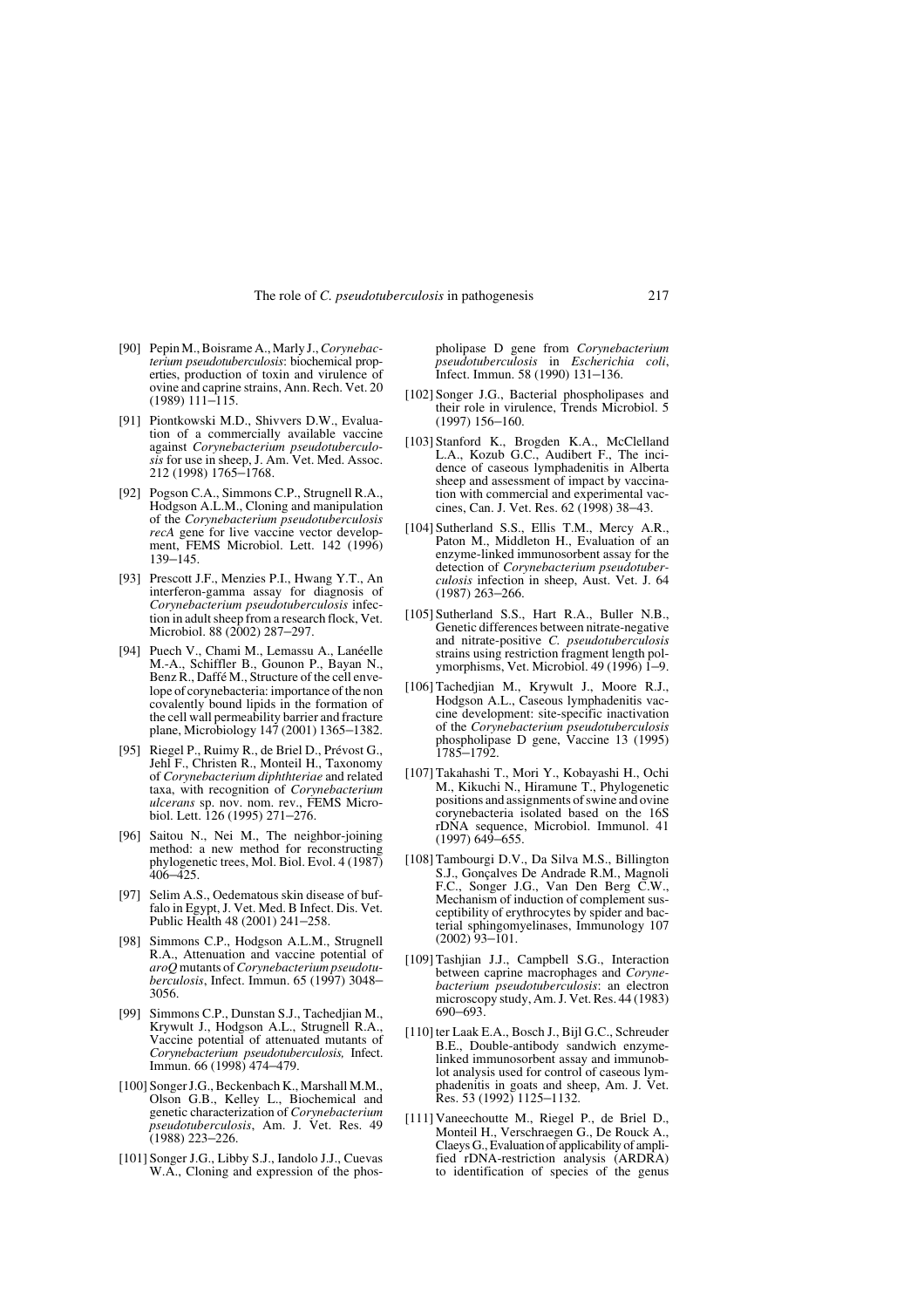[90] Pepin M., Boisrame A., Marly J., *Corynebacterium pseudotuberculosis*: biochemical properties, production of toxin and virulence of ovine and caprine strains, Ann. Rech. Vet. 20 (1989) 111–115.

[91] Piontkowski M.D., Shivvers D.W., Evaluation of a commercially available vaccine against *Corynebacterium pseudotuberculosis* for use in sheep, J. Am. Vet. Med. Assoc. 212 (1998) 1765–1768.

[92] Pogson C.A., Simmons C.P., Strugnell R.A., Hodgson A.L.M., Cloning and manipulation of the *Corynebacterium pseudotuberculosis recA* gene for live vaccine vector development, FEMS Microbiol. Lett. 142 (1996) 139–145.

[93] Prescott J.F., Menzies P.I., Hwang Y.T., An interferon-gamma assay for diagnosis of *Corynebacterium pseudotuberculosis* infection in adult sheep from a research flock, Vet. Microbiol. 88 (2002) 287–297.

[94] Puech V., Chami M., Lemassu A., Lanéelle M.-A., Schiffler B., Gounon P., Bayan N., Benz R., Daffé M., Structure of the cell envelope of corynebacteria: importance of the non covalently bound lipids in the formation of the cell wall permeability barrier and fracture plane, Microbiology 147 (2001) 1365–1382.

[95] Riegel P., Ruimy R., de Briel D., Prévost G., Jehl F., Christen R., Monteil H., Taxonomy of *Corynebacterium diphthteriae* and related taxa, with recognition of *Corynebacterium ulcerans* sp. nov. nom. rev., FEMS Microbiol. Lett. 126 (1995) 271–276.

[96] Saitou N., Nei M., The neighbor-joining method: a new method for reconstructing phylogenetic trees, Mol. Biol. Evol. 4 (1987) 406–425.

[97] Selim A.S., Oedematous skin disease of buffalo in Egypt, J. Vet. Med. B Infect. Dis. Vet. Public Health 48 (2001) 241–258.

[98] Simmons C.P., Hodgson A.L.M., Strugnell R.A., Attenuation and vaccine potential of *aroQ* mutants of *Corynebacterium pseudotuberculosis*, Infect. Immun. 65 (1997) 3048–3056.

[99] Simmons C.P., Dunstan S.J., Tachedjian M., Krywult J., Hodgson A.L., Strugnell R.A., Vaccine potential of attenuated mutants of *Corynebacterium pseudotuberculosis,* Infect. Immun. 66 (1998) 474–479.

[100] Songer J.G., Beckenbach K., Marshall M.M., Olson G.B., Kelley L., Biochemical and genetic characterization of *Corynebacterium pseudotuberculosis*, Am. J. Vet. Res. 49 (1988) 223–226.

[101] Songer J.G., Libby S.J., Iandolo J.J., Cuevas W.A., Cloning and expression of the phospholipase D gene from *Corynebacterium pseudotuberculosis* in *Escherichia coli*, Infect. Immun. 58 (1990) 131–136.

[102] Songer J.G., Bacterial phospholipases and their role in virulence, Trends Microbiol. 5 (1997) 156–160.

[103] Stanford K., Brogden K.A., McClelland L.A., Kozub G.C., Audibert F., The incidence of caseous lymphadenitis in Alberta sheep and assessment of impact by vaccination with commercial and experimental vaccines, Can. J. Vet. Res. 62 (1998) 38–43.

[104] Sutherland S.S., Ellis T.M., Mercy A.R., Paton M., Middleton H., Evaluation of an enzyme-linked immunosorbent assay for the detection of *Corynebacterium pseudotuberculosis* infection in sheep, Aust. Vet. J. 64 (1987) 263–266.

[105] Sutherland S.S., Hart R.A., Buller N.B., Genetic differences between nitrate-negative and nitrate-positive *C. pseudotuberculosis* strains using restriction fragment length polymorphisms, Vet. Microbiol. 49 (1996) 1–9.

[106] Tachedjian M., Krywult J., Moore R.J., Hodgson A.L., Caseous lymphadenitis vaccine development: site-specific inactivation of the *Corynebacterium pseudotuberculosis* phospholipase D gene, Vaccine 13 (1995) 1785–1792.

[107] Takahashi T., Mori Y., Kobayashi H., Ochi M., Kikuchi N., Hiramune T., Phylogenetic positions and assignments of swine and ovine corynebacteria isolated based on the 16S rDNA sequence, Microbiol. Immunol. 41 (1997) 649–655.

[108] Tambourgi D.V., Da Silva M.S., Billington S.J., Gonçalves De Andrade R.M., Magnoli F.C., Songer J.G., Van Den Berg C.W., Mechanism of induction of complement susceptibility of erythrocytes by spider and bacterial sphingomyelinases, Immunology 107 (2002) 93–101.

[109] Tashjian J.J., Campbell S.G., Interaction between caprine macrophages and *Corynebacterium pseudotuberculosis*: an electron microscopy study, Am. J. Vet. Res. 44 (1983) 690–693.

[110] ter Laak E.A., Bosch J., Bijl G.C., Schreuder B.E., Double-antibody sandwich enzyme-linked immunosorbent assay and immunoblot analysis used for control of caseous lymphadenitis in goats and sheep, Am. J. Vet. Res. 53 (1992) 1125–1132.

[111] Vaneechoutte M., Riegel P., de Briel D., Monteil H., Verschraegen G., De Rouck A., Claeys G., Evaluation of applicability of amplified rDNA-restriction analysis (ARDRA) to identification of species of the genus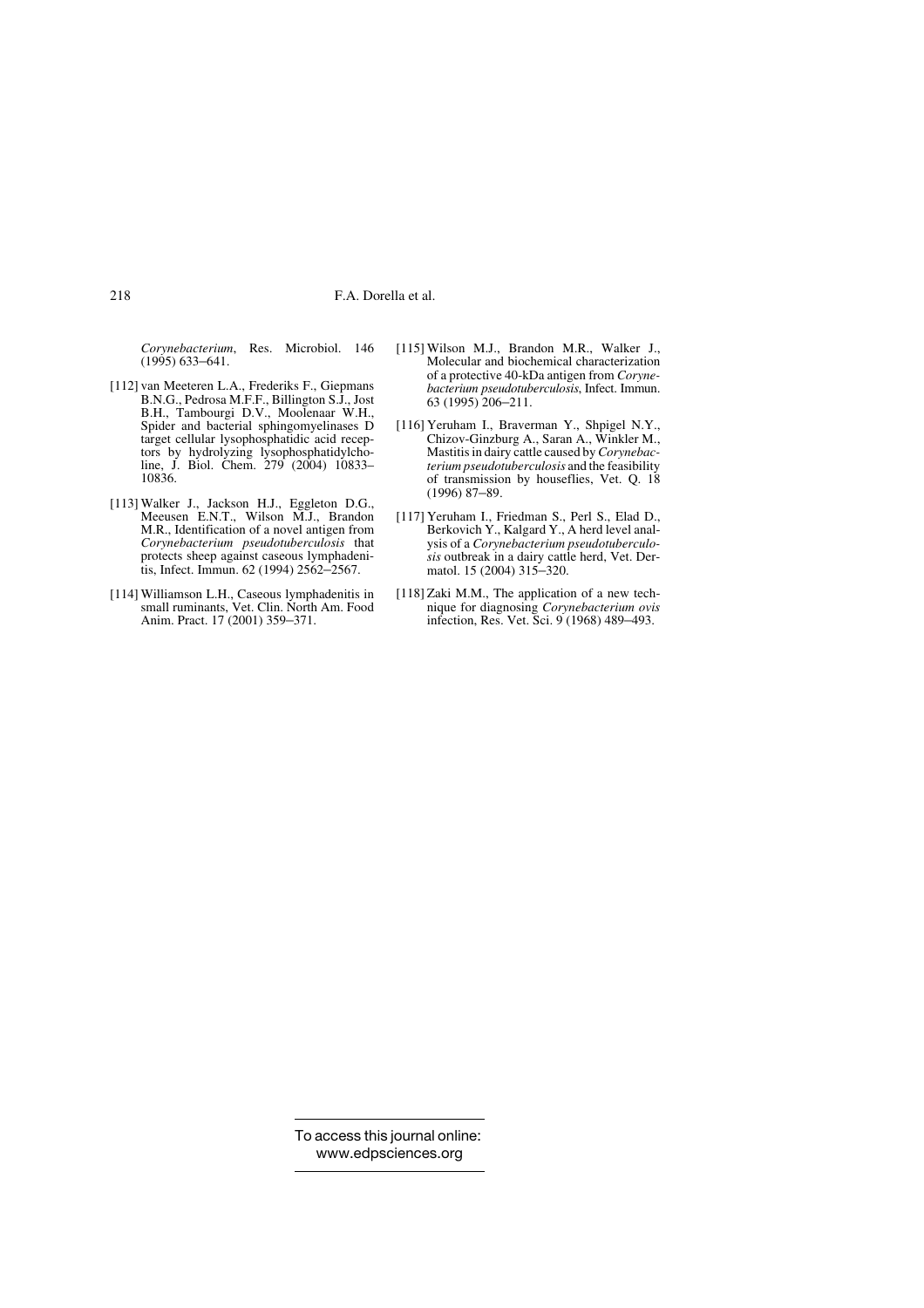*Corynebacterium*, Res. Microbiol. 146 (1995) 633–641.

[112] van Meeteren L.A., Frederiks F., Giepmans B.N.G., Pedrosa M.F.F., Billington S.J., Jost B.H., Tambourgi D.V., Moolenaar W.H., Spider and bacterial sphingomyelinases D target cellular lysophosphatidic acid receptors by hydrolyzing lysophosphatidylcholine, J. Biol. Chem. 279 (2004) 10833–10836.

[113] Walker J., Jackson H.J., Eggleton D.G., Meeusen E.N.T., Wilson M.J., Brandon M.R., Identification of a novel antigen from *Corynebacterium pseudotuberculosis* that protects sheep against caseous lymphadenitis, Infect. Immun. 62 (1994) 2562–2567.

[114] Williamson L.H., Caseous lymphadenitis in small ruminants, Vet. Clin. North Am. Food Anim. Pract. 17 (2001) 359–371.

[115] Wilson M.J., Brandon M.R., Walker J., Molecular and biochemical characterization of a protective 40-kDa antigen from *Corynebacterium pseudotuberculosis*, Infect. Immun. 63 (1995) 206–211.

[116] Yeruham I., Braverman Y., Shpigel N.Y., Chizov-Ginzburg A., Saran A., Winkler M., Mastitis in dairy cattle caused by *Corynebacterium pseudotuberculosis* and the feasibility of transmission by houseflies, Vet. Q. 18 (1996) 87–89.

[117] Yeruham I., Friedman S., Perl S., Elad D., Berkovich Y., Kalgard Y., A herd level analysis of a *Corynebacterium pseudotuberculosis* outbreak in a dairy cattle herd, Vet. Dermatol. 15 (2004) 315–320.

[118] Zaki M.M., The application of a new technique for diagnosing *Corynebacterium ovis* infection, Res. Vet. Sci. 9 (1968) 489–493.

To access this journal online:
www.edpsciences.org